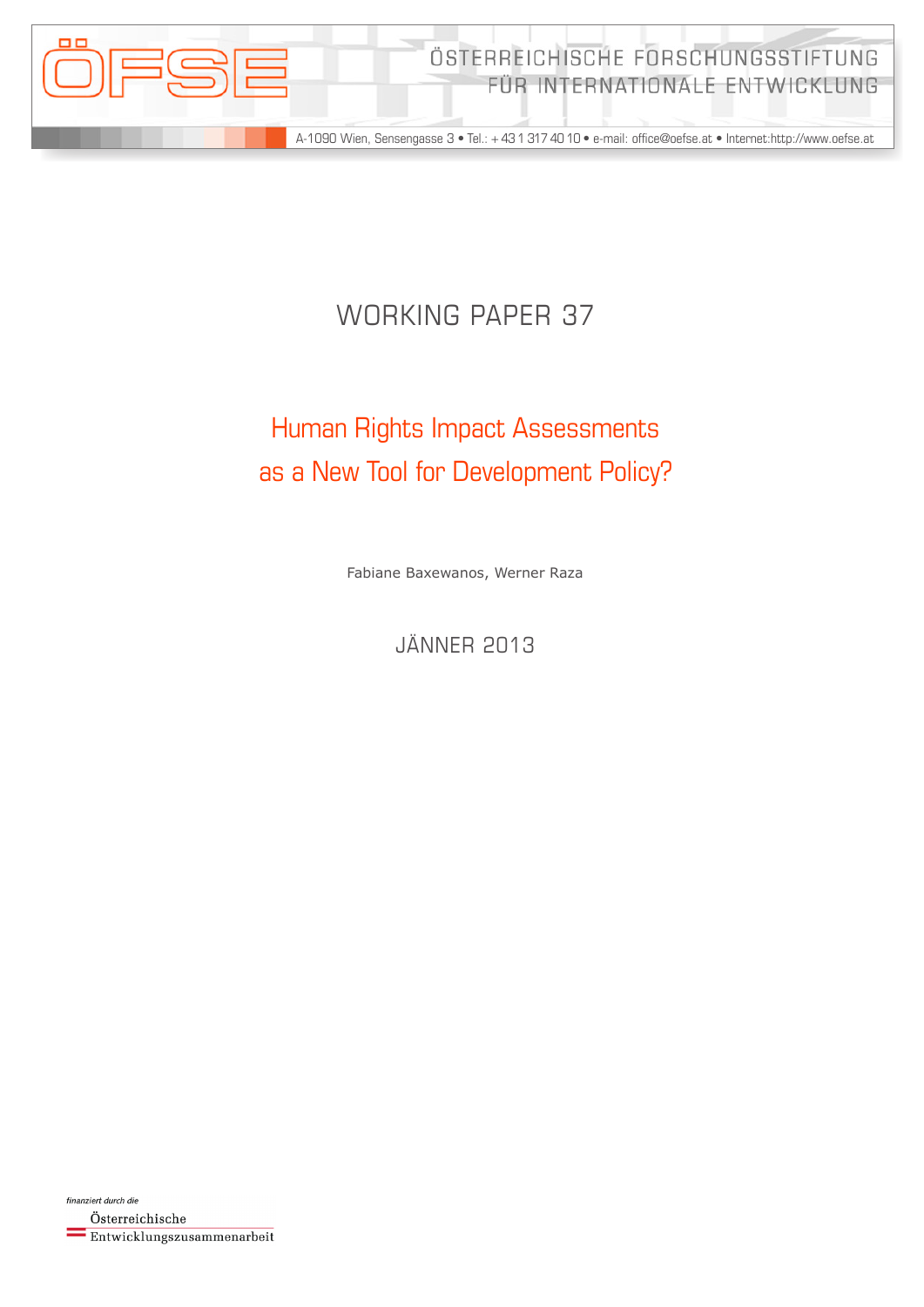ÖFSE

ÖSTERREICHISCHE FORSCHUNGSSTIFTUNG FÜR INTERNATIONALE ENTWICKLUNG

A-1090 Wien, Sensengasse 3 • Tel.: + 43 1 317 40 10 • e-mail: office@oefse.at • Internet:http://www.oefse.at

# WORKING PAPER 37

## Human Rights Impact Assessments as a New Tool for Development Policy?

Fabiane Baxewanos, Werner Raza

JÄNNER 2013

finanziert durch die
Österreichische Entwicklungszusammenarbeit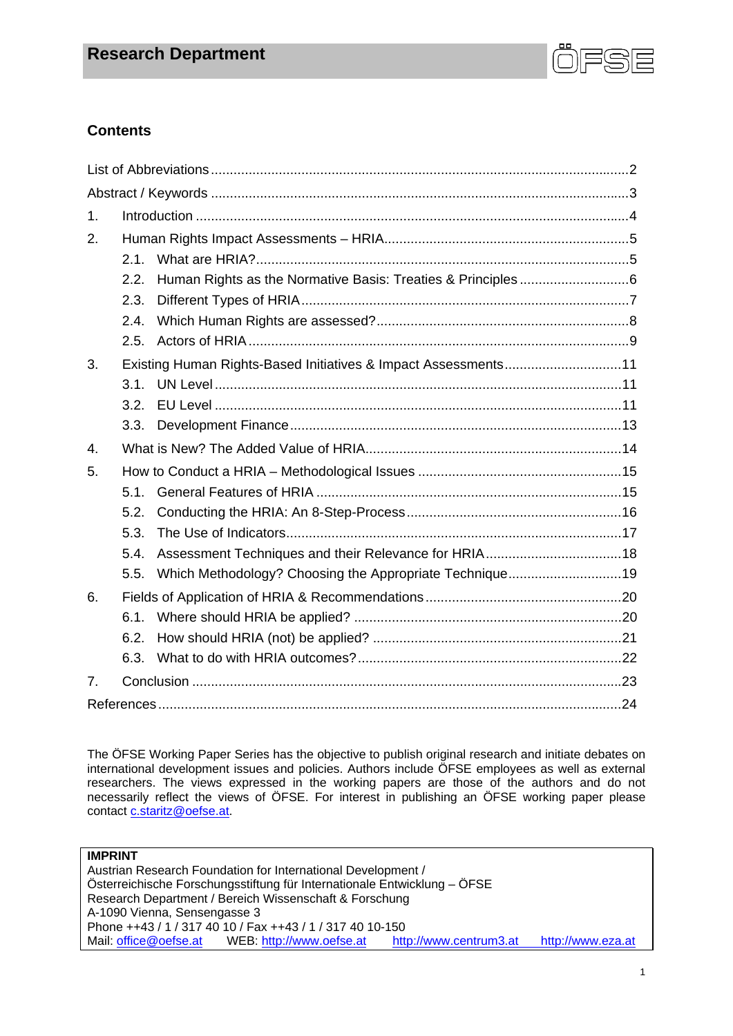## Contents

- List of Abbreviations ........ 2
- Abstract / Keywords ........ 3
- 1. Introduction ........ 4
- 2. Human Rights Impact Assessments – HRIA ........ 5
  - 2.1. What are HRIA? ........ 5
  - 2.2. Human Rights as the Normative Basis: Treaties & Principles ........ 6
  - 2.3. Different Types of HRIA ........ 7
  - 2.4. Which Human Rights are assessed? ........ 8
  - 2.5. Actors of HRIA ........ 9
- 3. Existing Human Rights-Based Initiatives & Impact Assessments ........ 11
  - 3.1. UN Level ........ 11
  - 3.2. EU Level ........ 11
  - 3.3. Development Finance ........ 13
- 4. What is New? The Added Value of HRIA ........ 14
- 5. How to Conduct a HRIA – Methodological Issues ........ 15
  - 5.1. General Features of HRIA ........ 15
  - 5.2. Conducting the HRIA: An 8-Step-Process ........ 16
  - 5.3. The Use of Indicators ........ 17
  - 5.4. Assessment Techniques and their Relevance for HRIA ........ 18
  - 5.5. Which Methodology? Choosing the Appropriate Technique ........ 19
- 6. Fields of Application of HRIA & Recommendations ........ 20
  - 6.1. Where should HRIA be applied? ........ 20
  - 6.2. How should HRIA (not) be applied? ........ 21
  - 6.3. What to do with HRIA outcomes? ........ 22
- 7. Conclusion ........ 23
- References ........ 24

The ÖFSE Working Paper Series has the objective to publish original research and initiate debates on international development issues and policies. Authors include ÖFSE employees as well as external researchers. The views expressed in the working papers are those of the authors and do not necessarily reflect the views of ÖFSE. For interest in publishing an ÖFSE working paper please contact c.staritz@oefse.at.

**IMPRINT**
Austrian Research Foundation for International Development /
Österreichische Forschungsstiftung für Internationale Entwicklung – ÖFSE
Research Department / Bereich Wissenschaft & Forschung
A-1090 Vienna, Sensengasse 3
Phone ++43 / 1 / 317 40 10 / Fax ++43 / 1 / 317 40 10-150
Mail: office@oefse.at WEB: http://www.oefse.at http://www.centrum3.at http://www.eza.at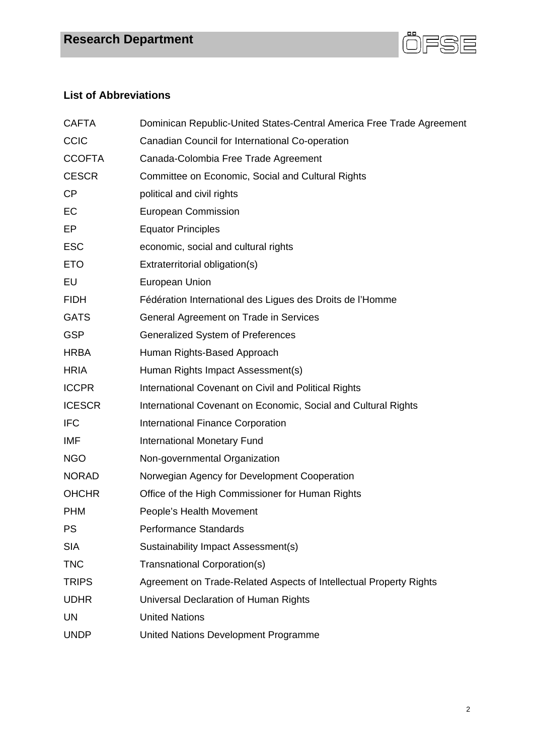## List of Abbreviations

| | |
|---|---|
| CAFTA | Dominican Republic-United States-Central America Free Trade Agreement |
| CCIC | Canadian Council for International Co-operation |
| CCOFTA | Canada-Colombia Free Trade Agreement |
| CESCR | Committee on Economic, Social and Cultural Rights |
| CP | political and civil rights |
| EC | European Commission |
| EP | Equator Principles |
| ESC | economic, social and cultural rights |
| ETO | Extraterritorial obligation(s) |
| EU | European Union |
| FIDH | Fédération International des Ligues des Droits de l'Homme |
| GATS | General Agreement on Trade in Services |
| GSP | Generalized System of Preferences |
| HRBA | Human Rights-Based Approach |
| HRIA | Human Rights Impact Assessment(s) |
| ICCPR | International Covenant on Civil and Political Rights |
| ICESCR | International Covenant on Economic, Social and Cultural Rights |
| IFC | International Finance Corporation |
| IMF | International Monetary Fund |
| NGO | Non-governmental Organization |
| NORAD | Norwegian Agency for Development Cooperation |
| OHCHR | Office of the High Commissioner for Human Rights |
| PHM | People's Health Movement |
| PS | Performance Standards |
| SIA | Sustainability Impact Assessment(s) |
| TNC | Transnational Corporation(s) |
| TRIPS | Agreement on Trade-Related Aspects of Intellectual Property Rights |
| UDHR | Universal Declaration of Human Rights |
| UN | United Nations |
| UNDP | United Nations Development Programme |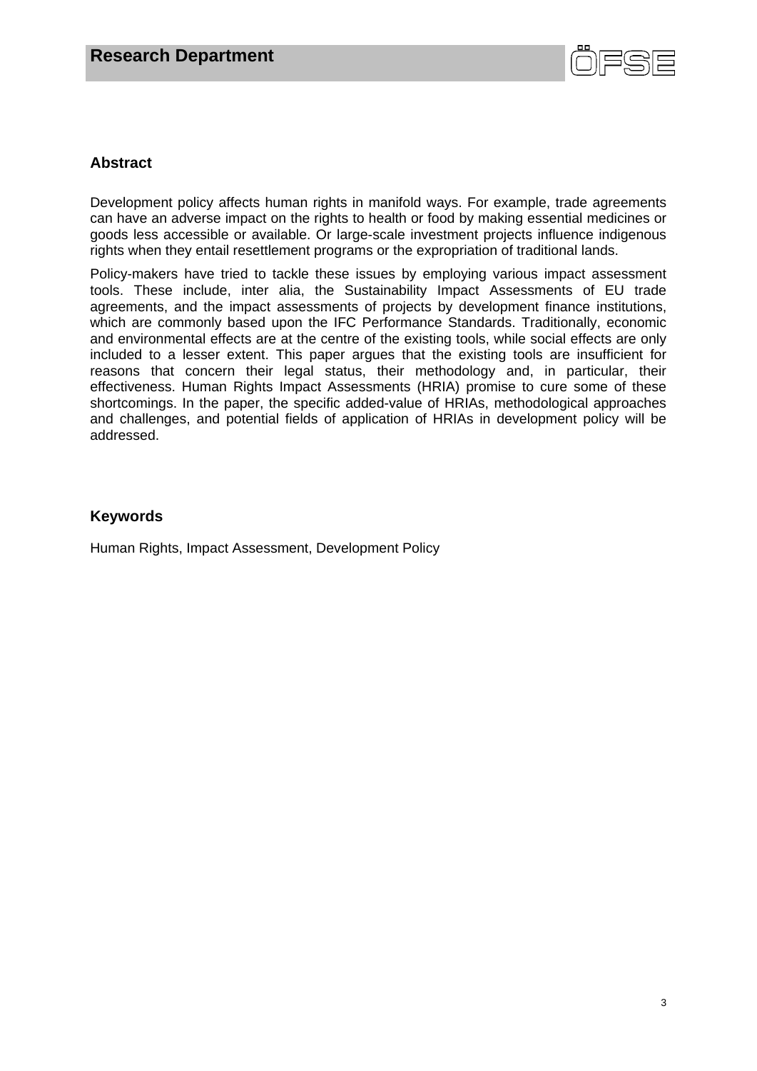## Abstract

Development policy affects human rights in manifold ways. For example, trade agreements can have an adverse impact on the rights to health or food by making essential medicines or goods less accessible or available. Or large-scale investment projects influence indigenous rights when they entail resettlement programs or the expropriation of traditional lands.

Policy-makers have tried to tackle these issues by employing various impact assessment tools. These include, inter alia, the Sustainability Impact Assessments of EU trade agreements, and the impact assessments of projects by development finance institutions, which are commonly based upon the IFC Performance Standards. Traditionally, economic and environmental effects are at the centre of the existing tools, while social effects are only included to a lesser extent. This paper argues that the existing tools are insufficient for reasons that concern their legal status, their methodology and, in particular, their effectiveness. Human Rights Impact Assessments (HRIA) promise to cure some of these shortcomings. In the paper, the specific added-value of HRIAs, methodological approaches and challenges, and potential fields of application of HRIAs in development policy will be addressed.

## Keywords

Human Rights, Impact Assessment, Development Policy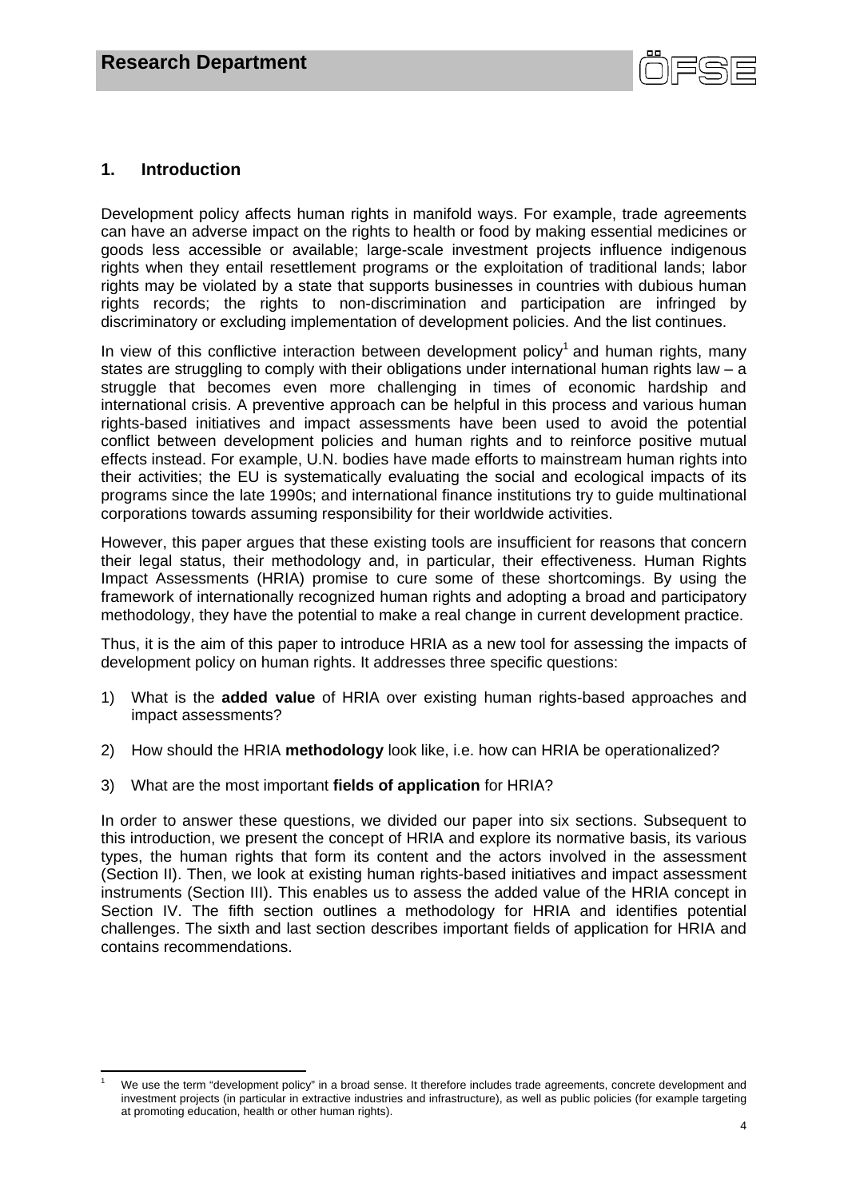## 1. Introduction

Development policy affects human rights in manifold ways. For example, trade agreements can have an adverse impact on the rights to health or food by making essential medicines or goods less accessible or available; large-scale investment projects influence indigenous rights when they entail resettlement programs or the exploitation of traditional lands; labor rights may be violated by a state that supports businesses in countries with dubious human rights records; the rights to non-discrimination and participation are infringed by discriminatory or excluding implementation of development policies. And the list continues.

In view of this conflictive interaction between development policy[1] and human rights, many states are struggling to comply with their obligations under international human rights law – a struggle that becomes even more challenging in times of economic hardship and international crisis. A preventive approach can be helpful in this process and various human rights-based initiatives and impact assessments have been used to avoid the potential conflict between development policies and human rights and to reinforce positive mutual effects instead. For example, U.N. bodies have made efforts to mainstream human rights into their activities; the EU is systematically evaluating the social and ecological impacts of its programs since the late 1990s; and international finance institutions try to guide multinational corporations towards assuming responsibility for their worldwide activities.

However, this paper argues that these existing tools are insufficient for reasons that concern their legal status, their methodology and, in particular, their effectiveness. Human Rights Impact Assessments (HRIA) promise to cure some of these shortcomings. By using the framework of internationally recognized human rights and adopting a broad and participatory methodology, they have the potential to make a real change in current development practice.

Thus, it is the aim of this paper to introduce HRIA as a new tool for assessing the impacts of development policy on human rights. It addresses three specific questions:

1) What is the **added value** of HRIA over existing human rights-based approaches and impact assessments?

2) How should the HRIA **methodology** look like, i.e. how can HRIA be operationalized?

3) What are the most important **fields of application** for HRIA?

In order to answer these questions, we divided our paper into six sections. Subsequent to this introduction, we present the concept of HRIA and explore its normative basis, its various types, the human rights that form its content and the actors involved in the assessment (Section II). Then, we look at existing human rights-based initiatives and impact assessment instruments (Section III). This enables us to assess the added value of the HRIA concept in Section IV. The fifth section outlines a methodology for HRIA and identifies potential challenges. The sixth and last section describes important fields of application for HRIA and contains recommendations.

---

[1] We use the term "development policy" in a broad sense. It therefore includes trade agreements, concrete development and investment projects (in particular in extractive industries and infrastructure), as well as public policies (for example targeting at promoting education, health or other human rights).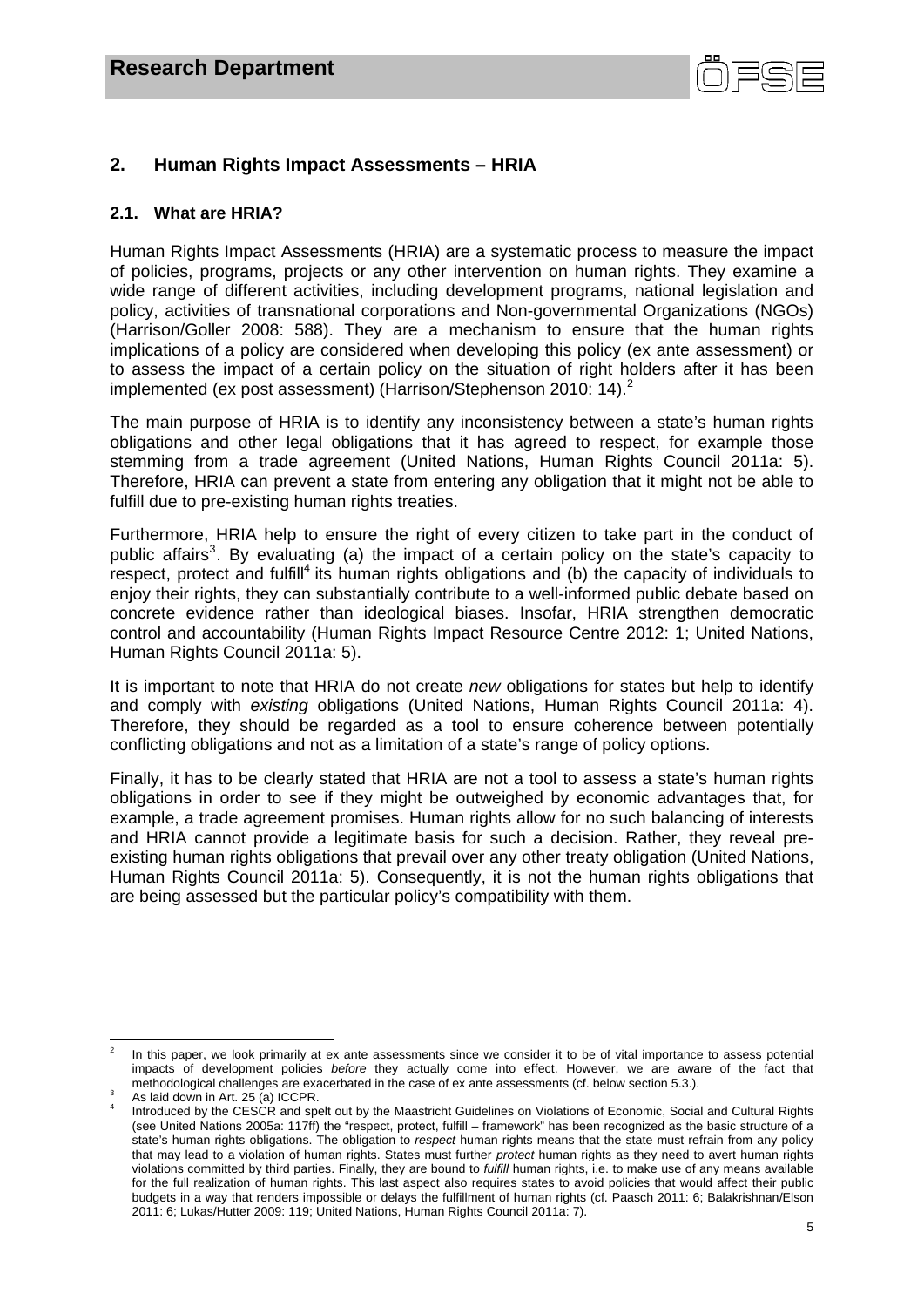## 2. Human Rights Impact Assessments – HRIA

### 2.1. What are HRIA?

Human Rights Impact Assessments (HRIA) are a systematic process to measure the impact of policies, programs, projects or any other intervention on human rights. They examine a wide range of different activities, including development programs, national legislation and policy, activities of transnational corporations and Non-governmental Organizations (NGOs) (Harrison/Goller 2008: 588). They are a mechanism to ensure that the human rights implications of a policy are considered when developing this policy (ex ante assessment) or to assess the impact of a certain policy on the situation of right holders after it has been implemented (ex post assessment) (Harrison/Stephenson 2010: 14).[2]

The main purpose of HRIA is to identify any inconsistency between a state's human rights obligations and other legal obligations that it has agreed to respect, for example those stemming from a trade agreement (United Nations, Human Rights Council 2011a: 5). Therefore, HRIA can prevent a state from entering any obligation that it might not be able to fulfill due to pre-existing human rights treaties.

Furthermore, HRIA help to ensure the right of every citizen to take part in the conduct of public affairs[3]. By evaluating (a) the impact of a certain policy on the state's capacity to respect, protect and fulfill[4] its human rights obligations and (b) the capacity of individuals to enjoy their rights, they can substantially contribute to a well-informed public debate based on concrete evidence rather than ideological biases. Insofar, HRIA strengthen democratic control and accountability (Human Rights Impact Resource Centre 2012: 1; United Nations, Human Rights Council 2011a: 5).

It is important to note that HRIA do not create *new* obligations for states but help to identify and comply with *existing* obligations (United Nations, Human Rights Council 2011a: 4). Therefore, they should be regarded as a tool to ensure coherence between potentially conflicting obligations and not as a limitation of a state's range of policy options.

Finally, it has to be clearly stated that HRIA are not a tool to assess a state's human rights obligations in order to see if they might be outweighed by economic advantages that, for example, a trade agreement promises. Human rights allow for no such balancing of interests and HRIA cannot provide a legitimate basis for such a decision. Rather, they reveal pre-existing human rights obligations that prevail over any other treaty obligation (United Nations, Human Rights Council 2011a: 5). Consequently, it is not the human rights obligations that are being assessed but the particular policy's compatibility with them.

---

[2] In this paper, we look primarily at ex ante assessments since we consider it to be of vital importance to assess potential impacts of development policies *before* they actually come into effect. However, we are aware of the fact that methodological challenges are exacerbated in the case of ex ante assessments (cf. below section 5.3.).

[3] As laid down in Art. 25 (a) ICCPR.

[4] Introduced by the CESCR and spelt out by the Maastricht Guidelines on Violations of Economic, Social and Cultural Rights (see United Nations 2005a: 117ff) the "respect, protect, fulfill – framework" has been recognized as the basic structure of a state's human rights obligations. The obligation to *respect* human rights means that the state must refrain from any policy that may lead to a violation of human rights. States must further *protect* human rights as they need to avert human rights violations committed by third parties. Finally, they are bound to *fulfill* human rights, i.e. to make use of any means available for the full realization of human rights. This last aspect also requires states to avoid policies that would affect their public budgets in a way that renders impossible or delays the fulfillment of human rights (cf. Paasch 2011: 6; Balakrishnan/Elson 2011: 6; Lukas/Hutter 2009: 119; United Nations, Human Rights Council 2011a: 7).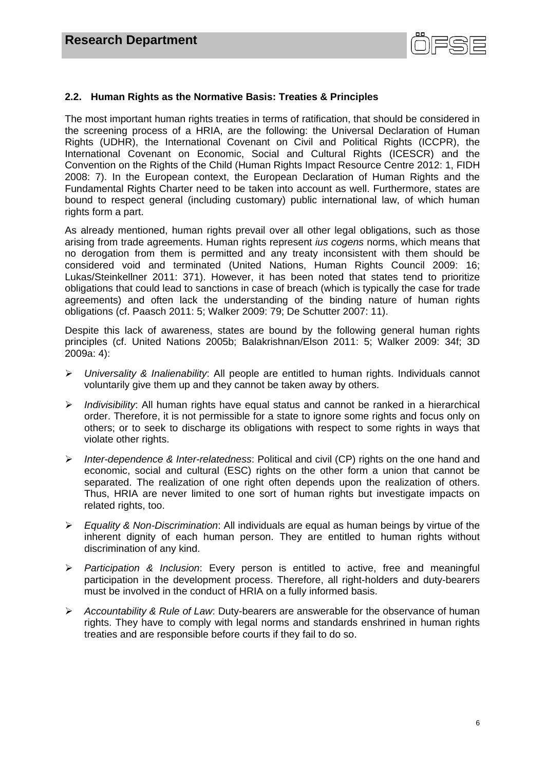## 2.2. Human Rights as the Normative Basis: Treaties & Principles

The most important human rights treaties in terms of ratification, that should be considered in the screening process of a HRIA, are the following: the Universal Declaration of Human Rights (UDHR), the International Covenant on Civil and Political Rights (ICCPR), the International Covenant on Economic, Social and Cultural Rights (ICESCR) and the Convention on the Rights of the Child (Human Rights Impact Resource Centre 2012: 1, FIDH 2008: 7). In the European context, the European Declaration of Human Rights and the Fundamental Rights Charter need to be taken into account as well. Furthermore, states are bound to respect general (including customary) public international law, of which human rights form a part.

As already mentioned, human rights prevail over all other legal obligations, such as those arising from trade agreements. Human rights represent *ius cogens* norms, which means that no derogation from them is permitted and any treaty inconsistent with them should be considered void and terminated (United Nations, Human Rights Council 2009: 16; Lukas/Steinkellner 2011: 371). However, it has been noted that states tend to prioritize obligations that could lead to sanctions in case of breach (which is typically the case for trade agreements) and often lack the understanding of the binding nature of human rights obligations (cf. Paasch 2011: 5; Walker 2009: 79; De Schutter 2007: 11).

Despite this lack of awareness, states are bound by the following general human rights principles (cf. United Nations 2005b; Balakrishnan/Elson 2011: 5; Walker 2009: 34f; 3D 2009a: 4):

- *Universality & Inalienability*: All people are entitled to human rights. Individuals cannot voluntarily give them up and they cannot be taken away by others.
- *Indivisibility*: All human rights have equal status and cannot be ranked in a hierarchical order. Therefore, it is not permissible for a state to ignore some rights and focus only on others; or to seek to discharge its obligations with respect to some rights in ways that violate other rights.
- *Inter-dependence & Inter-relatedness*: Political and civil (CP) rights on the one hand and economic, social and cultural (ESC) rights on the other form a union that cannot be separated. The realization of one right often depends upon the realization of others. Thus, HRIA are never limited to one sort of human rights but investigate impacts on related rights, too.
- *Equality & Non-Discrimination*: All individuals are equal as human beings by virtue of the inherent dignity of each human person. They are entitled to human rights without discrimination of any kind.
- *Participation & Inclusion*: Every person is entitled to active, free and meaningful participation in the development process. Therefore, all right-holders and duty-bearers must be involved in the conduct of HRIA on a fully informed basis.
- *Accountability & Rule of Law*: Duty-bearers are answerable for the observance of human rights. They have to comply with legal norms and standards enshrined in human rights treaties and are responsible before courts if they fail to do so.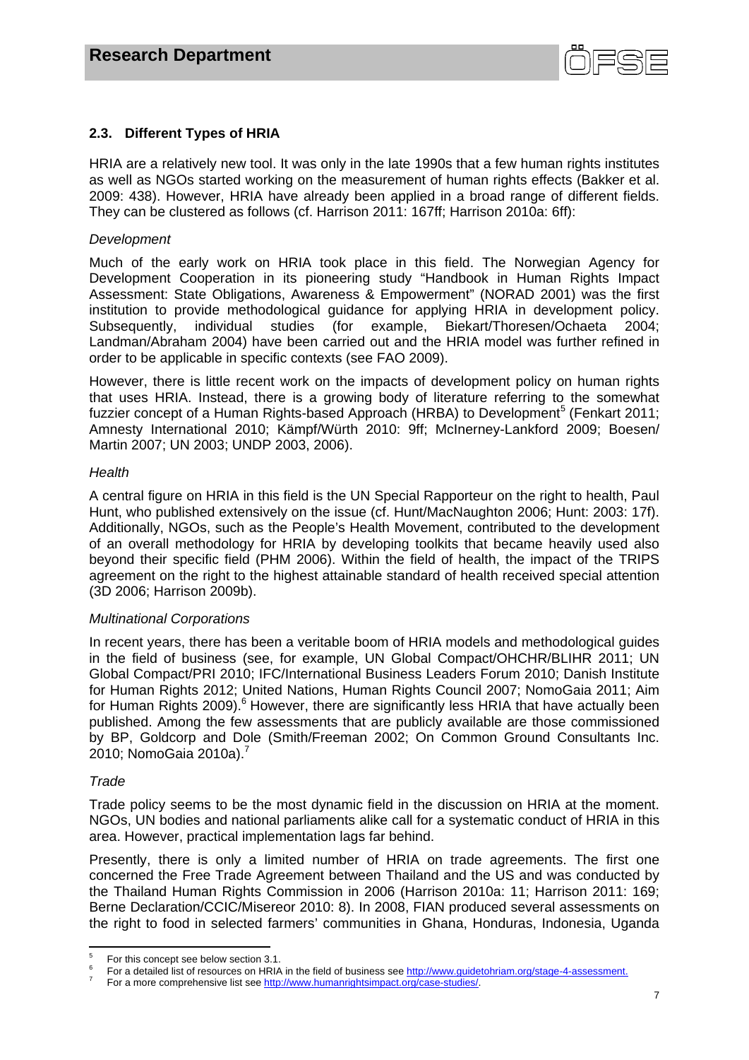### 2.3. Different Types of HRIA

HRIA are a relatively new tool. It was only in the late 1990s that a few human rights institutes as well as NGOs started working on the measurement of human rights effects (Bakker et al. 2009: 438). However, HRIA have already been applied in a broad range of different fields. They can be clustered as follows (cf. Harrison 2011: 167ff; Harrison 2010a: 6ff):

*Development*

Much of the early work on HRIA took place in this field. The Norwegian Agency for Development Cooperation in its pioneering study "Handbook in Human Rights Impact Assessment: State Obligations, Awareness & Empowerment" (NORAD 2001) was the first institution to provide methodological guidance for applying HRIA in development policy. Subsequently, individual studies (for example, Biekart/Thoresen/Ochaeta 2004; Landman/Abraham 2004) have been carried out and the HRIA model was further refined in order to be applicable in specific contexts (see FAO 2009).

However, there is little recent work on the impacts of development policy on human rights that uses HRIA. Instead, there is a growing body of literature referring to the somewhat fuzzier concept of a Human Rights-based Approach (HRBA) to Development[5] (Fenkart 2011; Amnesty International 2010; Kämpf/Würth 2010: 9ff; McInerney-Lankford 2009; Boesen/ Martin 2007; UN 2003; UNDP 2003, 2006).

*Health*

A central figure on HRIA in this field is the UN Special Rapporteur on the right to health, Paul Hunt, who published extensively on the issue (cf. Hunt/MacNaughton 2006; Hunt: 2003: 17f). Additionally, NGOs, such as the People's Health Movement, contributed to the development of an overall methodology for HRIA by developing toolkits that became heavily used also beyond their specific field (PHM 2006). Within the field of health, the impact of the TRIPS agreement on the right to the highest attainable standard of health received special attention (3D 2006; Harrison 2009b).

*Multinational Corporations*

In recent years, there has been a veritable boom of HRIA models and methodological guides in the field of business (see, for example, UN Global Compact/OHCHR/BLIHR 2011; UN Global Compact/PRI 2010; IFC/International Business Leaders Forum 2010; Danish Institute for Human Rights 2012; United Nations, Human Rights Council 2007; NomoGaia 2011; Aim for Human Rights 2009).[6] However, there are significantly less HRIA that have actually been published. Among the few assessments that are publicly available are those commissioned by BP, Goldcorp and Dole (Smith/Freeman 2002; On Common Ground Consultants Inc. 2010; NomoGaia 2010a).[7]

*Trade*

Trade policy seems to be the most dynamic field in the discussion on HRIA at the moment. NGOs, UN bodies and national parliaments alike call for a systematic conduct of HRIA in this area. However, practical implementation lags far behind.

Presently, there is only a limited number of HRIA on trade agreements. The first one concerned the Free Trade Agreement between Thailand and the US and was conducted by the Thailand Human Rights Commission in 2006 (Harrison 2010a: 11; Harrison 2011: 169; Berne Declaration/CCIC/Misereor 2010: 8). In 2008, FIAN produced several assessments on the right to food in selected farmers' communities in Ghana, Honduras, Indonesia, Uganda

---

[5] For this concept see below section 3.1.

[6] For a detailed list of resources on HRIA in the field of business see http://www.guidetohriam.org/stage-4-assessment.

[7] For a more comprehensive list see http://www.humanrightsimpact.org/case-studies/.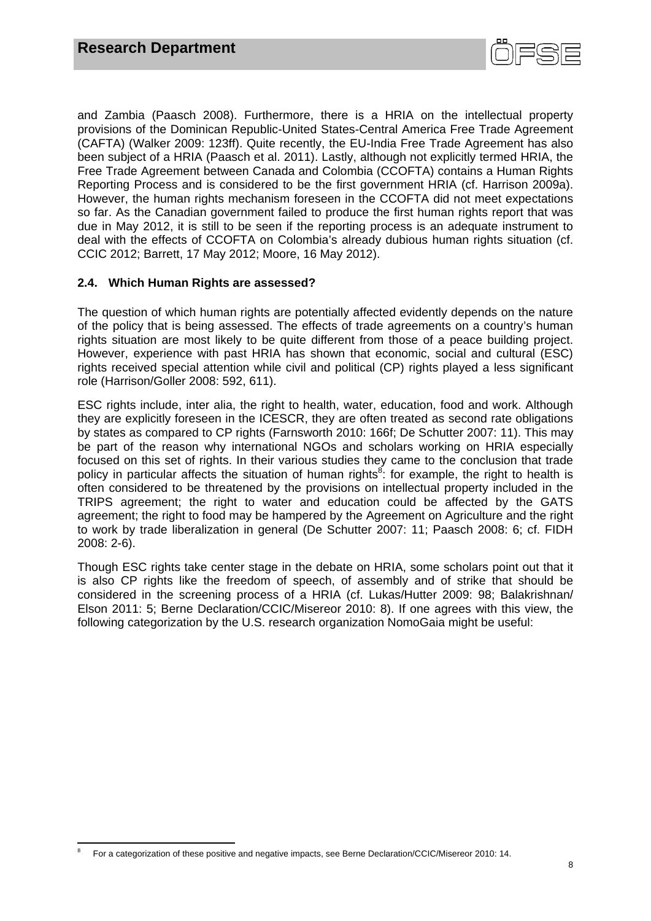and Zambia (Paasch 2008). Furthermore, there is a HRIA on the intellectual property provisions of the Dominican Republic-United States-Central America Free Trade Agreement (CAFTA) (Walker 2009: 123ff). Quite recently, the EU-India Free Trade Agreement has also been subject of a HRIA (Paasch et al. 2011). Lastly, although not explicitly termed HRIA, the Free Trade Agreement between Canada and Colombia (CCOFTA) contains a Human Rights Reporting Process and is considered to be the first government HRIA (cf. Harrison 2009a). However, the human rights mechanism foreseen in the CCOFTA did not meet expectations so far. As the Canadian government failed to produce the first human rights report that was due in May 2012, it is still to be seen if the reporting process is an adequate instrument to deal with the effects of CCOFTA on Colombia's already dubious human rights situation (cf. CCIC 2012; Barrett, 17 May 2012; Moore, 16 May 2012).

### 2.4. Which Human Rights are assessed?

The question of which human rights are potentially affected evidently depends on the nature of the policy that is being assessed. The effects of trade agreements on a country's human rights situation are most likely to be quite different from those of a peace building project. However, experience with past HRIA has shown that economic, social and cultural (ESC) rights received special attention while civil and political (CP) rights played a less significant role (Harrison/Goller 2008: 592, 611).

ESC rights include, inter alia, the right to health, water, education, food and work. Although they are explicitly foreseen in the ICESCR, they are often treated as second rate obligations by states as compared to CP rights (Farnsworth 2010: 166f; De Schutter 2007: 11). This may be part of the reason why international NGOs and scholars working on HRIA especially focused on this set of rights. In their various studies they came to the conclusion that trade policy in particular affects the situation of human rights[8]: for example, the right to health is often considered to be threatened by the provisions on intellectual property included in the TRIPS agreement; the right to water and education could be affected by the GATS agreement; the right to food may be hampered by the Agreement on Agriculture and the right to work by trade liberalization in general (De Schutter 2007: 11; Paasch 2008: 6; cf. FIDH 2008: 2-6).

Though ESC rights take center stage in the debate on HRIA, some scholars point out that it is also CP rights like the freedom of speech, of assembly and of strike that should be considered in the screening process of a HRIA (cf. Lukas/Hutter 2009: 98; Balakrishnan/ Elson 2011: 5; Berne Declaration/CCIC/Misereor 2010: 8). If one agrees with this view, the following categorization by the U.S. research organization NomoGaia might be useful:

[8] For a categorization of these positive and negative impacts, see Berne Declaration/CCIC/Misereor 2010: 14.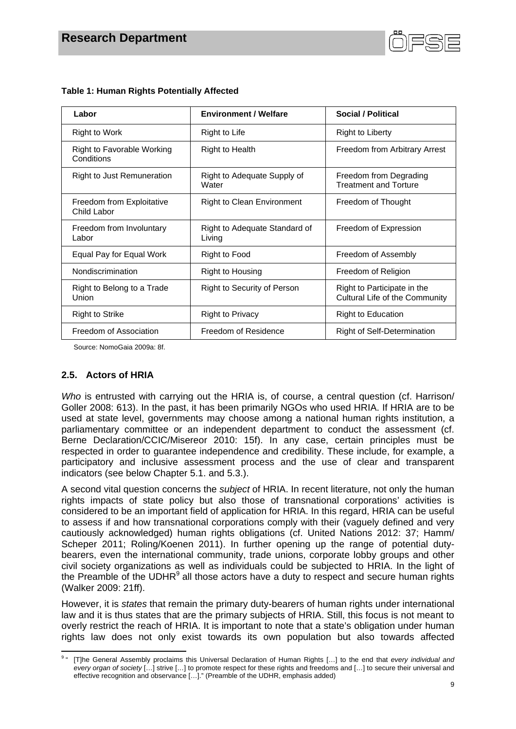**Table 1: Human Rights Potentially Affected**

| Labor | Environment / Welfare | Social / Political |
|---|---|---|
| Right to Work | Right to Life | Right to Liberty |
| Right to Favorable Working Conditions | Right to Health | Freedom from Arbitrary Arrest |
| Right to Just Remuneration | Right to Adequate Supply of Water | Freedom from Degrading Treatment and Torture |
| Freedom from Exploitative Child Labor | Right to Clean Environment | Freedom of Thought |
| Freedom from Involuntary Labor | Right to Adequate Standard of Living | Freedom of Expression |
| Equal Pay for Equal Work | Right to Food | Freedom of Assembly |
| Nondiscrimination | Right to Housing | Freedom of Religion |
| Right to Belong to a Trade Union | Right to Security of Person | Right to Participate in the Cultural Life of the Community |
| Right to Strike | Right to Privacy | Right to Education |
| Freedom of Association | Freedom of Residence | Right of Self-Determination |

Source: NomoGaia 2009a: 8f.

## 2.5. Actors of HRIA

*Who* is entrusted with carrying out the HRIA is, of course, a central question (cf. Harrison/ Goller 2008: 613). In the past, it has been primarily NGOs who used HRIA. If HRIA are to be used at state level, governments may choose among a national human rights institution, a parliamentary committee or an independent department to conduct the assessment (cf. Berne Declaration/CCIC/Misereor 2010: 15f). In any case, certain principles must be respected in order to guarantee independence and credibility. These include, for example, a participatory and inclusive assessment process and the use of clear and transparent indicators (see below Chapter 5.1. and 5.3.).

A second vital question concerns the *subject* of HRIA. In recent literature, not only the human rights impacts of state policy but also those of transnational corporations' activities is considered to be an important field of application for HRIA. In this regard, HRIA can be useful to assess if and how transnational corporations comply with their (vaguely defined and very cautiously acknowledged) human rights obligations (cf. United Nations 2012: 37; Hamm/ Scheper 2011; Roling/Koenen 2011). In further opening up the range of potential duty-bearers, even the international community, trade unions, corporate lobby groups and other civil society organizations as well as individuals could be subjected to HRIA. In the light of the Preamble of the UDHR[9] all those actors have a duty to respect and secure human rights (Walker 2009: 21ff).

However, it is *states* that remain the primary duty-bearers of human rights under international law and it is thus states that are the primary subjects of HRIA. Still, this focus is not meant to overly restrict the reach of HRIA. It is important to note that a state's obligation under human rights law does not only exist towards its own population but also towards affected

[9] "[T]he General Assembly proclaims this Universal Declaration of Human Rights […] to the end that *every individual and every organ of society* […] strive […] to promote respect for these rights and freedoms and […] to secure their universal and effective recognition and observance […]." (Preamble of the UDHR, emphasis added)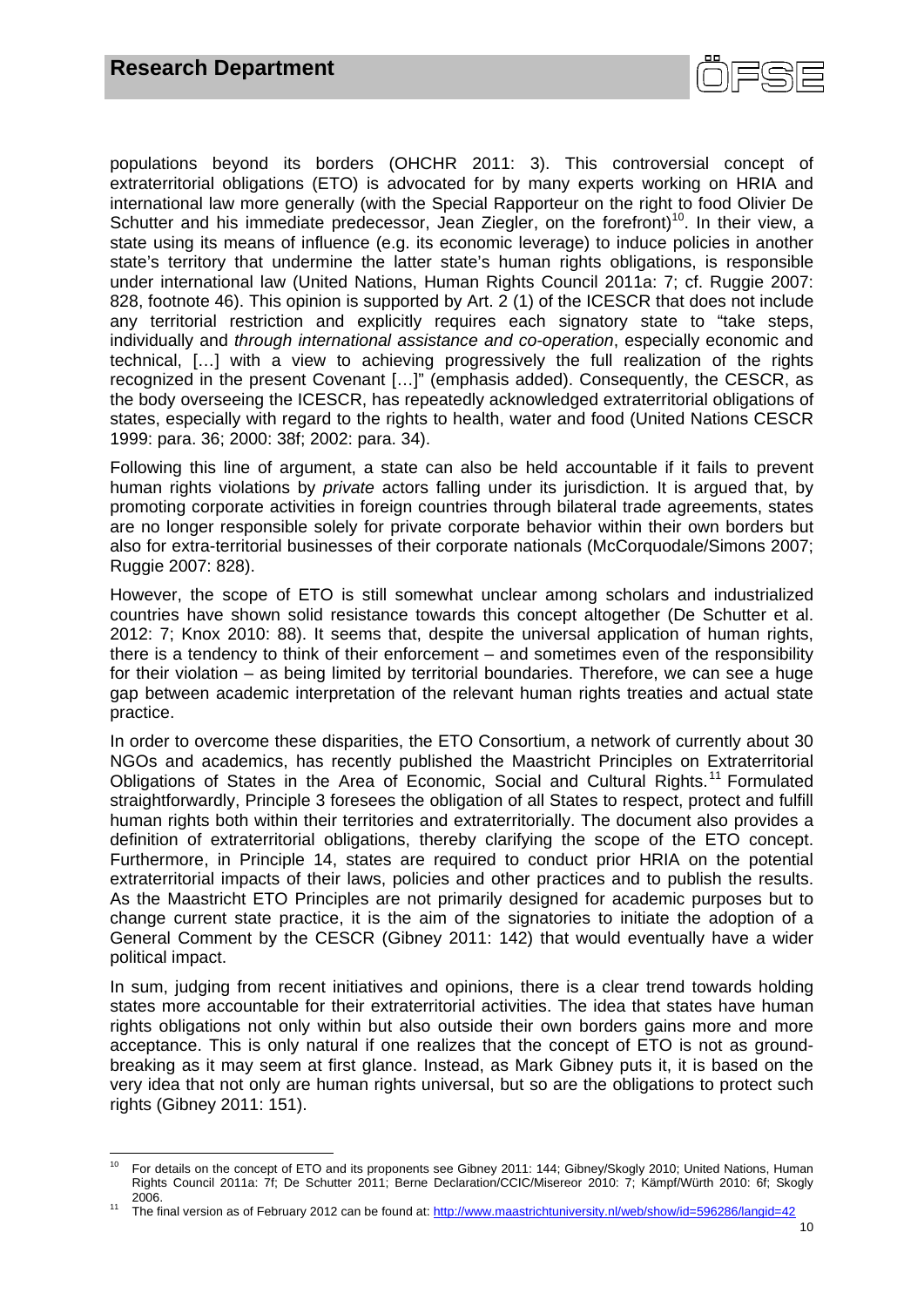populations beyond its borders (OHCHR 2011: 3). This controversial concept of extraterritorial obligations (ETO) is advocated for by many experts working on HRIA and international law more generally (with the Special Rapporteur on the right to food Olivier De Schutter and his immediate predecessor, Jean Ziegler, on the forefront)[10]. In their view, a state using its means of influence (e.g. its economic leverage) to induce policies in another state's territory that undermine the latter state's human rights obligations, is responsible under international law (United Nations, Human Rights Council 2011a: 7; cf. Ruggie 2007: 828, footnote 46). This opinion is supported by Art. 2 (1) of the ICESCR that does not include any territorial restriction and explicitly requires each signatory state to "take steps, individually and *through international assistance and co-operation*, especially economic and technical, […] with a view to achieving progressively the full realization of the rights recognized in the present Covenant […]" (emphasis added). Consequently, the CESCR, as the body overseeing the ICESCR, has repeatedly acknowledged extraterritorial obligations of states, especially with regard to the rights to health, water and food (United Nations CESCR 1999: para. 36; 2000: 38f; 2002: para. 34).

Following this line of argument, a state can also be held accountable if it fails to prevent human rights violations by *private* actors falling under its jurisdiction. It is argued that, by promoting corporate activities in foreign countries through bilateral trade agreements, states are no longer responsible solely for private corporate behavior within their own borders but also for extra-territorial businesses of their corporate nationals (McCorquodale/Simons 2007; Ruggie 2007: 828).

However, the scope of ETO is still somewhat unclear among scholars and industrialized countries have shown solid resistance towards this concept altogether (De Schutter et al. 2012: 7; Knox 2010: 88). It seems that, despite the universal application of human rights, there is a tendency to think of their enforcement – and sometimes even of the responsibility for their violation – as being limited by territorial boundaries. Therefore, we can see a huge gap between academic interpretation of the relevant human rights treaties and actual state practice.

In order to overcome these disparities, the ETO Consortium, a network of currently about 30 NGOs and academics, has recently published the Maastricht Principles on Extraterritorial Obligations of States in the Area of Economic, Social and Cultural Rights.[11] Formulated straightforwardly, Principle 3 foresees the obligation of all States to respect, protect and fulfill human rights both within their territories and extraterritorially. The document also provides a definition of extraterritorial obligations, thereby clarifying the scope of the ETO concept. Furthermore, in Principle 14, states are required to conduct prior HRIA on the potential extraterritorial impacts of their laws, policies and other practices and to publish the results. As the Maastricht ETO Principles are not primarily designed for academic purposes but to change current state practice, it is the aim of the signatories to initiate the adoption of a General Comment by the CESCR (Gibney 2011: 142) that would eventually have a wider political impact.

In sum, judging from recent initiatives and opinions, there is a clear trend towards holding states more accountable for their extraterritorial activities. The idea that states have human rights obligations not only within but also outside their own borders gains more and more acceptance. This is only natural if one realizes that the concept of ETO is not as ground-breaking as it may seem at first glance. Instead, as Mark Gibney puts it, it is based on the very idea that not only are human rights universal, but so are the obligations to protect such rights (Gibney 2011: 151).

---

[10] For details on the concept of ETO and its proponents see Gibney 2011: 144; Gibney/Skogly 2010; United Nations, Human Rights Council 2011a: 7f; De Schutter 2011; Berne Declaration/CCIC/Misereor 2010: 7; Kämpf/Würth 2010: 6f; Skogly 2006.

[11] The final version as of February 2012 can be found at: http://www.maastrichtuniversity.nl/web/show/id=596286/langid=42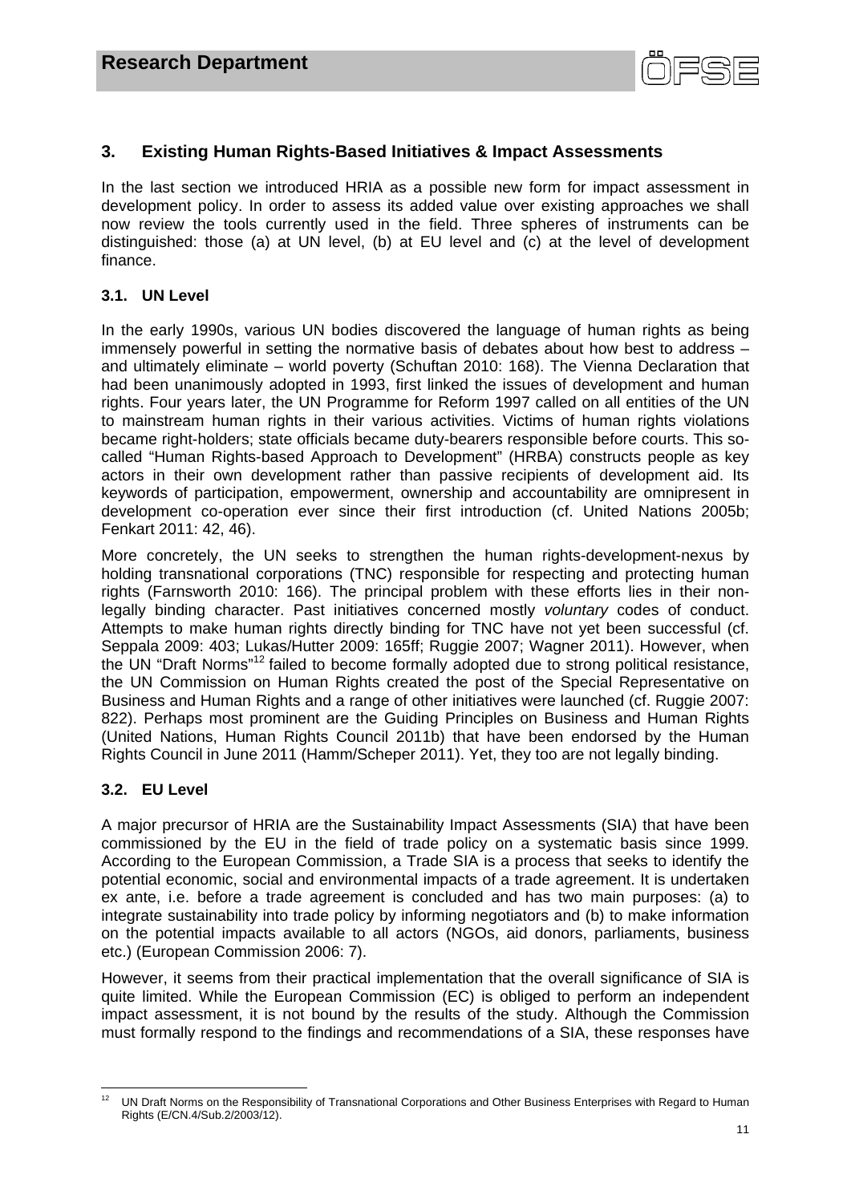## 3. Existing Human Rights-Based Initiatives & Impact Assessments

In the last section we introduced HRIA as a possible new form for impact assessment in development policy. In order to assess its added value over existing approaches we shall now review the tools currently used in the field. Three spheres of instruments can be distinguished: those (a) at UN level, (b) at EU level and (c) at the level of development finance.

### 3.1. UN Level

In the early 1990s, various UN bodies discovered the language of human rights as being immensely powerful in setting the normative basis of debates about how best to address – and ultimately eliminate – world poverty (Schuftan 2010: 168). The Vienna Declaration that had been unanimously adopted in 1993, first linked the issues of development and human rights. Four years later, the UN Programme for Reform 1997 called on all entities of the UN to mainstream human rights in their various activities. Victims of human rights violations became right-holders; state officials became duty-bearers responsible before courts. This so-called "Human Rights-based Approach to Development" (HRBA) constructs people as key actors in their own development rather than passive recipients of development aid. Its keywords of participation, empowerment, ownership and accountability are omnipresent in development co-operation ever since their first introduction (cf. United Nations 2005b; Fenkart 2011: 42, 46).

More concretely, the UN seeks to strengthen the human rights-development-nexus by holding transnational corporations (TNC) responsible for respecting and protecting human rights (Farnsworth 2010: 166). The principal problem with these efforts lies in their non-legally binding character. Past initiatives concerned mostly *voluntary* codes of conduct. Attempts to make human rights directly binding for TNC have not yet been successful (cf. Seppala 2009: 403; Lukas/Hutter 2009: 165ff; Ruggie 2007; Wagner 2011). However, when the UN "Draft Norms"[12] failed to become formally adopted due to strong political resistance, the UN Commission on Human Rights created the post of the Special Representative on Business and Human Rights and a range of other initiatives were launched (cf. Ruggie 2007: 822). Perhaps most prominent are the Guiding Principles on Business and Human Rights (United Nations, Human Rights Council 2011b) that have been endorsed by the Human Rights Council in June 2011 (Hamm/Scheper 2011). Yet, they too are not legally binding.

### 3.2. EU Level

A major precursor of HRIA are the Sustainability Impact Assessments (SIA) that have been commissioned by the EU in the field of trade policy on a systematic basis since 1999. According to the European Commission, a Trade SIA is a process that seeks to identify the potential economic, social and environmental impacts of a trade agreement. It is undertaken ex ante, i.e. before a trade agreement is concluded and has two main purposes: (a) to integrate sustainability into trade policy by informing negotiators and (b) to make information on the potential impacts available to all actors (NGOs, aid donors, parliaments, business etc.) (European Commission 2006: 7).

However, it seems from their practical implementation that the overall significance of SIA is quite limited. While the European Commission (EC) is obliged to perform an independent impact assessment, it is not bound by the results of the study. Although the Commission must formally respond to the findings and recommendations of a SIA, these responses have

---

[12] UN Draft Norms on the Responsibility of Transnational Corporations and Other Business Enterprises with Regard to Human Rights (E/CN.4/Sub.2/2003/12).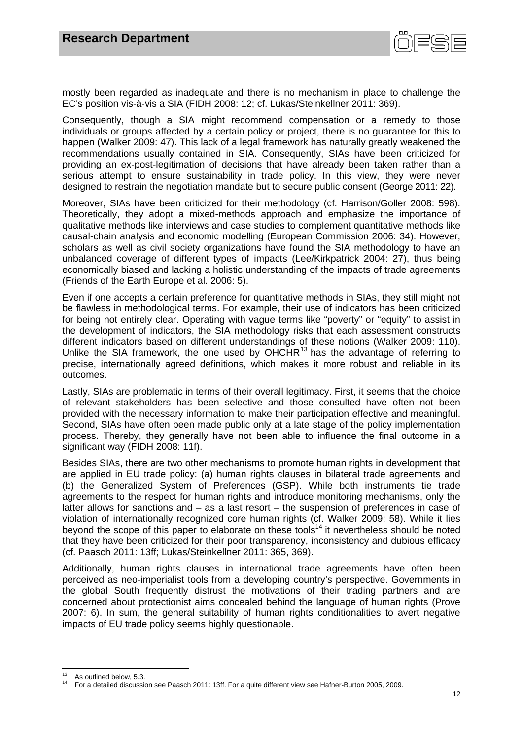mostly been regarded as inadequate and there is no mechanism in place to challenge the EC's position vis-à-vis a SIA (FIDH 2008: 12; cf. Lukas/Steinkellner 2011: 369).

Consequently, though a SIA might recommend compensation or a remedy to those individuals or groups affected by a certain policy or project, there is no guarantee for this to happen (Walker 2009: 47). This lack of a legal framework has naturally greatly weakened the recommendations usually contained in SIA. Consequently, SIAs have been criticized for providing an ex-post-legitimation of decisions that have already been taken rather than a serious attempt to ensure sustainability in trade policy. In this view, they were never designed to restrain the negotiation mandate but to secure public consent (George 2011: 22).

Moreover, SIAs have been criticized for their methodology (cf. Harrison/Goller 2008: 598). Theoretically, they adopt a mixed-methods approach and emphasize the importance of qualitative methods like interviews and case studies to complement quantitative methods like causal-chain analysis and economic modelling (European Commission 2006: 34). However, scholars as well as civil society organizations have found the SIA methodology to have an unbalanced coverage of different types of impacts (Lee/Kirkpatrick 2004: 27), thus being economically biased and lacking a holistic understanding of the impacts of trade agreements (Friends of the Earth Europe et al. 2006: 5).

Even if one accepts a certain preference for quantitative methods in SIAs, they still might not be flawless in methodological terms. For example, their use of indicators has been criticized for being not entirely clear. Operating with vague terms like "poverty" or "equity" to assist in the development of indicators, the SIA methodology risks that each assessment constructs different indicators based on different understandings of these notions (Walker 2009: 110). Unlike the SIA framework, the one used by OHCHR[13] has the advantage of referring to precise, internationally agreed definitions, which makes it more robust and reliable in its outcomes.

Lastly, SIAs are problematic in terms of their overall legitimacy. First, it seems that the choice of relevant stakeholders has been selective and those consulted have often not been provided with the necessary information to make their participation effective and meaningful. Second, SIAs have often been made public only at a late stage of the policy implementation process. Thereby, they generally have not been able to influence the final outcome in a significant way (FIDH 2008: 11f).

Besides SIAs, there are two other mechanisms to promote human rights in development that are applied in EU trade policy: (a) human rights clauses in bilateral trade agreements and (b) the Generalized System of Preferences (GSP). While both instruments tie trade agreements to the respect for human rights and introduce monitoring mechanisms, only the latter allows for sanctions and – as a last resort – the suspension of preferences in case of violation of internationally recognized core human rights (cf. Walker 2009: 58). While it lies beyond the scope of this paper to elaborate on these tools[14] it nevertheless should be noted that they have been criticized for their poor transparency, inconsistency and dubious efficacy (cf. Paasch 2011: 13ff; Lukas/Steinkellner 2011: 365, 369).

Additionally, human rights clauses in international trade agreements have often been perceived as neo-imperialist tools from a developing country's perspective. Governments in the global South frequently distrust the motivations of their trading partners and are concerned about protectionist aims concealed behind the language of human rights (Prove 2007: 6). In sum, the general suitability of human rights conditionalities to avert negative impacts of EU trade policy seems highly questionable.

[13] As outlined below, 5.3.

[14] For a detailed discussion see Paasch 2011: 13ff. For a quite different view see Hafner-Burton 2005, 2009.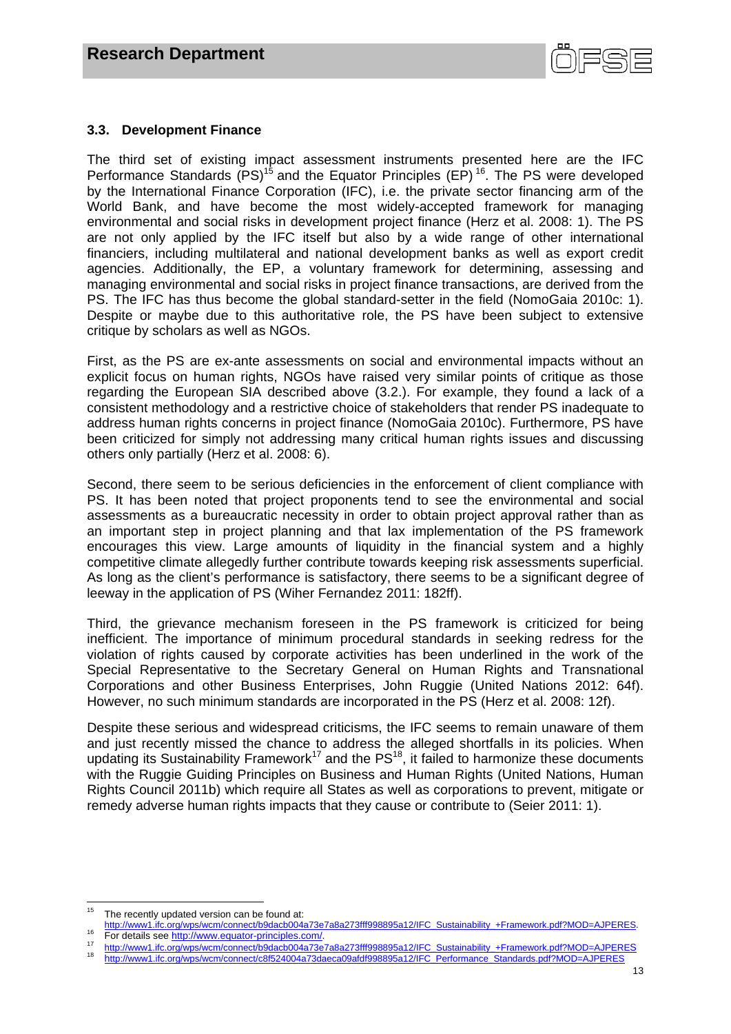### 3.3. Development Finance

The third set of existing impact assessment instruments presented here are the IFC Performance Standards (PS)[15] and the Equator Principles (EP)[16]. The PS were developed by the International Finance Corporation (IFC), i.e. the private sector financing arm of the World Bank, and have become the most widely-accepted framework for managing environmental and social risks in development project finance (Herz et al. 2008: 1). The PS are not only applied by the IFC itself but also by a wide range of other international financiers, including multilateral and national development banks as well as export credit agencies. Additionally, the EP, a voluntary framework for determining, assessing and managing environmental and social risks in project finance transactions, are derived from the PS. The IFC has thus become the global standard-setter in the field (NomoGaia 2010c: 1). Despite or maybe due to this authoritative role, the PS have been subject to extensive critique by scholars as well as NGOs.

First, as the PS are ex-ante assessments on social and environmental impacts without an explicit focus on human rights, NGOs have raised very similar points of critique as those regarding the European SIA described above (3.2.). For example, they found a lack of a consistent methodology and a restrictive choice of stakeholders that render PS inadequate to address human rights concerns in project finance (NomoGaia 2010c). Furthermore, PS have been criticized for simply not addressing many critical human rights issues and discussing others only partially (Herz et al. 2008: 6).

Second, there seem to be serious deficiencies in the enforcement of client compliance with PS. It has been noted that project proponents tend to see the environmental and social assessments as a bureaucratic necessity in order to obtain project approval rather than as an important step in project planning and that lax implementation of the PS framework encourages this view. Large amounts of liquidity in the financial system and a highly competitive climate allegedly further contribute towards keeping risk assessments superficial. As long as the client's performance is satisfactory, there seems to be a significant degree of leeway in the application of PS (Wiher Fernandez 2011: 182ff).

Third, the grievance mechanism foreseen in the PS framework is criticized for being inefficient. The importance of minimum procedural standards in seeking redress for the violation of rights caused by corporate activities has been underlined in the work of the Special Representative to the Secretary General on Human Rights and Transnational Corporations and other Business Enterprises, John Ruggie (United Nations 2012: 64f). However, no such minimum standards are incorporated in the PS (Herz et al. 2008: 12f).

Despite these serious and widespread criticisms, the IFC seems to remain unaware of them and just recently missed the chance to address the alleged shortfalls in its policies. When updating its Sustainability Framework[17] and the PS[18], it failed to harmonize these documents with the Ruggie Guiding Principles on Business and Human Rights (United Nations, Human Rights Council 2011b) which require all States as well as corporations to prevent, mitigate or remedy adverse human rights impacts that they cause or contribute to (Seier 2011: 1).

---

[15] The recently updated version can be found at: http://www1.ifc.org/wps/wcm/connect/b9dacb004a73e7a8a273fff998895a12/IFC_Sustainability_+Framework.pdf?MOD=AJPERES.

[16] For details see http://www.equator-principles.com/.

[17] http://www1.ifc.org/wps/wcm/connect/b9dacb004a73e7a8a273fff998895a12/IFC_Sustainability_+Framework.pdf?MOD=AJPERES

[18] http://www1.ifc.org/wps/wcm/connect/c8f524004a73daeca09afdf998895a12/IFC_Performance_Standards.pdf?MOD=AJPERES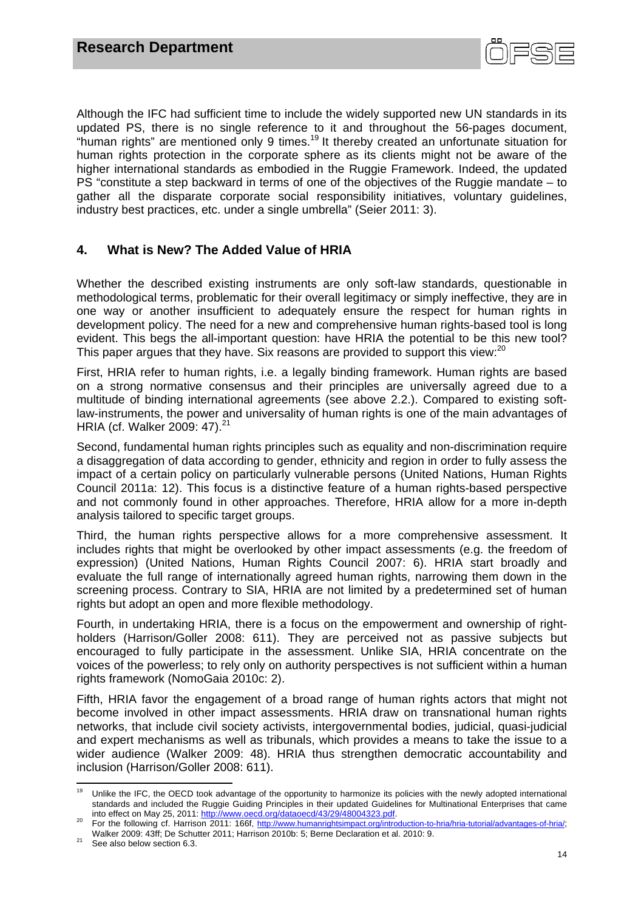Although the IFC had sufficient time to include the widely supported new UN standards in its updated PS, there is no single reference to it and throughout the 56-pages document, "human rights" are mentioned only 9 times.[19] It thereby created an unfortunate situation for human rights protection in the corporate sphere as its clients might not be aware of the higher international standards as embodied in the Ruggie Framework. Indeed, the updated PS "constitute a step backward in terms of one of the objectives of the Ruggie mandate – to gather all the disparate corporate social responsibility initiatives, voluntary guidelines, industry best practices, etc. under a single umbrella" (Seier 2011: 3).

## 4. What is New? The Added Value of HRIA

Whether the described existing instruments are only soft-law standards, questionable in methodological terms, problematic for their overall legitimacy or simply ineffective, they are in one way or another insufficient to adequately ensure the respect for human rights in development policy. The need for a new and comprehensive human rights-based tool is long evident. This begs the all-important question: have HRIA the potential to be this new tool? This paper argues that they have. Six reasons are provided to support this view:[20]

First, HRIA refer to human rights, i.e. a legally binding framework. Human rights are based on a strong normative consensus and their principles are universally agreed due to a multitude of binding international agreements (see above 2.2.). Compared to existing soft-law-instruments, the power and universality of human rights is one of the main advantages of HRIA (cf. Walker 2009: 47).[21]

Second, fundamental human rights principles such as equality and non-discrimination require a disaggregation of data according to gender, ethnicity and region in order to fully assess the impact of a certain policy on particularly vulnerable persons (United Nations, Human Rights Council 2011a: 12). This focus is a distinctive feature of a human rights-based perspective and not commonly found in other approaches. Therefore, HRIA allow for a more in-depth analysis tailored to specific target groups.

Third, the human rights perspective allows for a more comprehensive assessment. It includes rights that might be overlooked by other impact assessments (e.g. the freedom of expression) (United Nations, Human Rights Council 2007: 6). HRIA start broadly and evaluate the full range of internationally agreed human rights, narrowing them down in the screening process. Contrary to SIA, HRIA are not limited by a predetermined set of human rights but adopt an open and more flexible methodology.

Fourth, in undertaking HRIA, there is a focus on the empowerment and ownership of right-holders (Harrison/Goller 2008: 611). They are perceived not as passive subjects but encouraged to fully participate in the assessment. Unlike SIA, HRIA concentrate on the voices of the powerless; to rely only on authority perspectives is not sufficient within a human rights framework (NomoGaia 2010c: 2).

Fifth, HRIA favor the engagement of a broad range of human rights actors that might not become involved in other impact assessments. HRIA draw on transnational human rights networks, that include civil society activists, intergovernmental bodies, judicial, quasi-judicial and expert mechanisms as well as tribunals, which provides a means to take the issue to a wider audience (Walker 2009: 48). HRIA thus strengthen democratic accountability and inclusion (Harrison/Goller 2008: 611).

---

[19] Unlike the IFC, the OECD took advantage of the opportunity to harmonize its policies with the newly adopted international standards and included the Ruggie Guiding Principles in their updated Guidelines for Multinational Enterprises that came into effect on May 25, 2011: http://www.oecd.org/dataoecd/43/29/48004323.pdf.

[20] For the following cf. Harrison 2011: 166f, http://www.humanrightsimpact.org/introduction-to-hria/hria-tutorial/advantages-of-hria/; Walker 2009: 43ff; De Schutter 2011; Harrison 2010b: 5; Berne Declaration et al. 2010: 9.

[21] See also below section 6.3.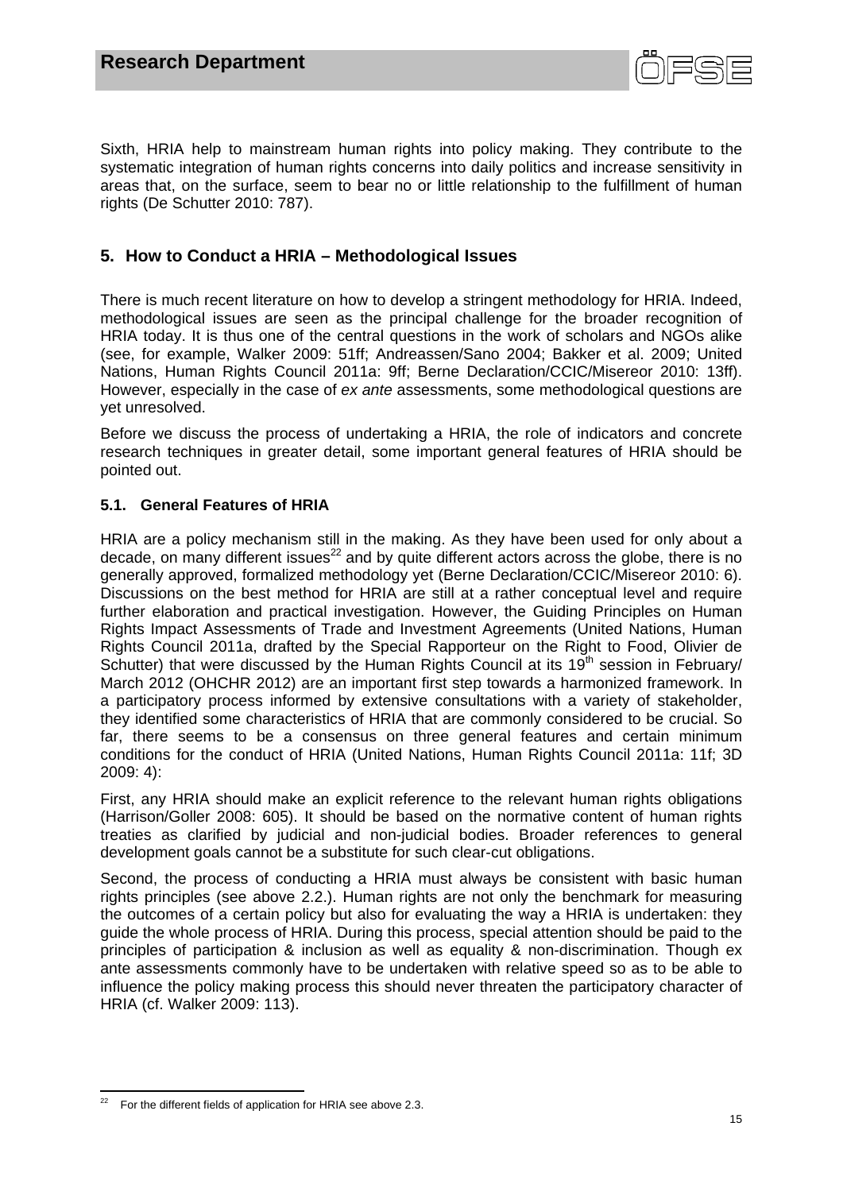Sixth, HRIA help to mainstream human rights into policy making. They contribute to the systematic integration of human rights concerns into daily politics and increase sensitivity in areas that, on the surface, seem to bear no or little relationship to the fulfillment of human rights (De Schutter 2010: 787).

## 5. How to Conduct a HRIA – Methodological Issues

There is much recent literature on how to develop a stringent methodology for HRIA. Indeed, methodological issues are seen as the principal challenge for the broader recognition of HRIA today. It is thus one of the central questions in the work of scholars and NGOs alike (see, for example, Walker 2009: 51ff; Andreassen/Sano 2004; Bakker et al. 2009; United Nations, Human Rights Council 2011a: 9ff; Berne Declaration/CCIC/Misereor 2010: 13ff). However, especially in the case of *ex ante* assessments, some methodological questions are yet unresolved.

Before we discuss the process of undertaking a HRIA, the role of indicators and concrete research techniques in greater detail, some important general features of HRIA should be pointed out.

### 5.1. General Features of HRIA

HRIA are a policy mechanism still in the making. As they have been used for only about a decade, on many different issues[22] and by quite different actors across the globe, there is no generally approved, formalized methodology yet (Berne Declaration/CCIC/Misereor 2010: 6). Discussions on the best method for HRIA are still at a rather conceptual level and require further elaboration and practical investigation. However, the Guiding Principles on Human Rights Impact Assessments of Trade and Investment Agreements (United Nations, Human Rights Council 2011a, drafted by the Special Rapporteur on the Right to Food, Olivier de Schutter) that were discussed by the Human Rights Council at its 19th session in February/ March 2012 (OHCHR 2012) are an important first step towards a harmonized framework. In a participatory process informed by extensive consultations with a variety of stakeholder, they identified some characteristics of HRIA that are commonly considered to be crucial. So far, there seems to be a consensus on three general features and certain minimum conditions for the conduct of HRIA (United Nations, Human Rights Council 2011a: 11f; 3D 2009: 4):

First, any HRIA should make an explicit reference to the relevant human rights obligations (Harrison/Goller 2008: 605). It should be based on the normative content of human rights treaties as clarified by judicial and non-judicial bodies. Broader references to general development goals cannot be a substitute for such clear-cut obligations.

Second, the process of conducting a HRIA must always be consistent with basic human rights principles (see above 2.2.). Human rights are not only the benchmark for measuring the outcomes of a certain policy but also for evaluating the way a HRIA is undertaken: they guide the whole process of HRIA. During this process, special attention should be paid to the principles of participation & inclusion as well as equality & non-discrimination. Though ex ante assessments commonly have to be undertaken with relative speed so as to be able to influence the policy making process this should never threaten the participatory character of HRIA (cf. Walker 2009: 113).

---

[22] For the different fields of application for HRIA see above 2.3.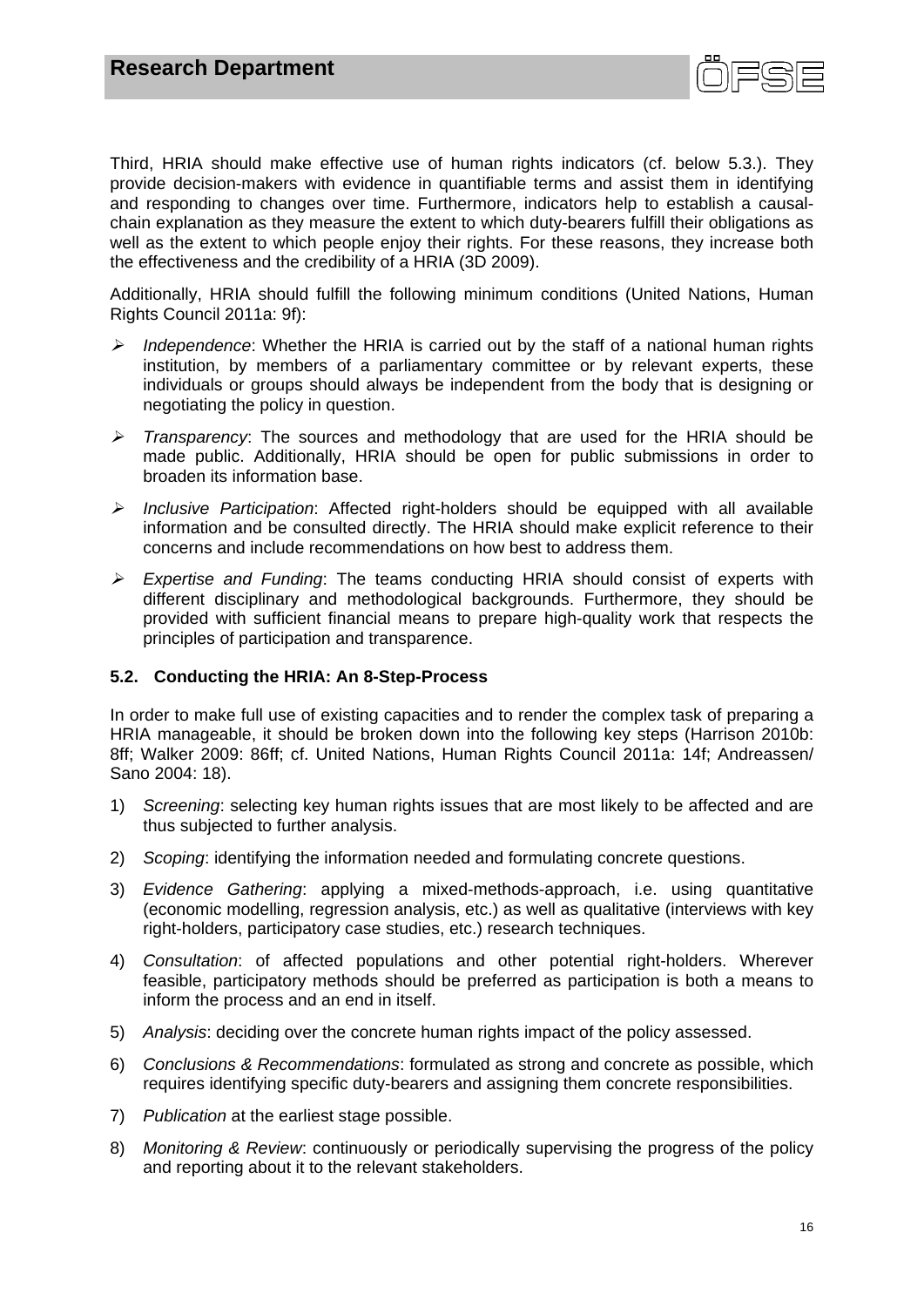Third, HRIA should make effective use of human rights indicators (cf. below 5.3.). They provide decision-makers with evidence in quantifiable terms and assist them in identifying and responding to changes over time. Furthermore, indicators help to establish a causal-chain explanation as they measure the extent to which duty-bearers fulfill their obligations as well as the extent to which people enjoy their rights. For these reasons, they increase both the effectiveness and the credibility of a HRIA (3D 2009).

Additionally, HRIA should fulfill the following minimum conditions (United Nations, Human Rights Council 2011a: 9f):

- *Independence*: Whether the HRIA is carried out by the staff of a national human rights institution, by members of a parliamentary committee or by relevant experts, these individuals or groups should always be independent from the body that is designing or negotiating the policy in question.
- *Transparency*: The sources and methodology that are used for the HRIA should be made public. Additionally, HRIA should be open for public submissions in order to broaden its information base.
- *Inclusive Participation*: Affected right-holders should be equipped with all available information and be consulted directly. The HRIA should make explicit reference to their concerns and include recommendations on how best to address them.
- *Expertise and Funding*: The teams conducting HRIA should consist of experts with different disciplinary and methodological backgrounds. Furthermore, they should be provided with sufficient financial means to prepare high-quality work that respects the principles of participation and transparence.

### 5.2. Conducting the HRIA: An 8-Step-Process

In order to make full use of existing capacities and to render the complex task of preparing a HRIA manageable, it should be broken down into the following key steps (Harrison 2010b: 8ff; Walker 2009: 86ff; cf. United Nations, Human Rights Council 2011a: 14f; Andreassen/ Sano 2004: 18).

1) *Screening*: selecting key human rights issues that are most likely to be affected and are thus subjected to further analysis.
2) *Scoping*: identifying the information needed and formulating concrete questions.
3) *Evidence Gathering*: applying a mixed-methods-approach, i.e. using quantitative (economic modelling, regression analysis, etc.) as well as qualitative (interviews with key right-holders, participatory case studies, etc.) research techniques.
4) *Consultation*: of affected populations and other potential right-holders. Wherever feasible, participatory methods should be preferred as participation is both a means to inform the process and an end in itself.
5) *Analysis*: deciding over the concrete human rights impact of the policy assessed.
6) *Conclusions & Recommendations*: formulated as strong and concrete as possible, which requires identifying specific duty-bearers and assigning them concrete responsibilities.
7) *Publication* at the earliest stage possible.
8) *Monitoring & Review*: continuously or periodically supervising the progress of the policy and reporting about it to the relevant stakeholders.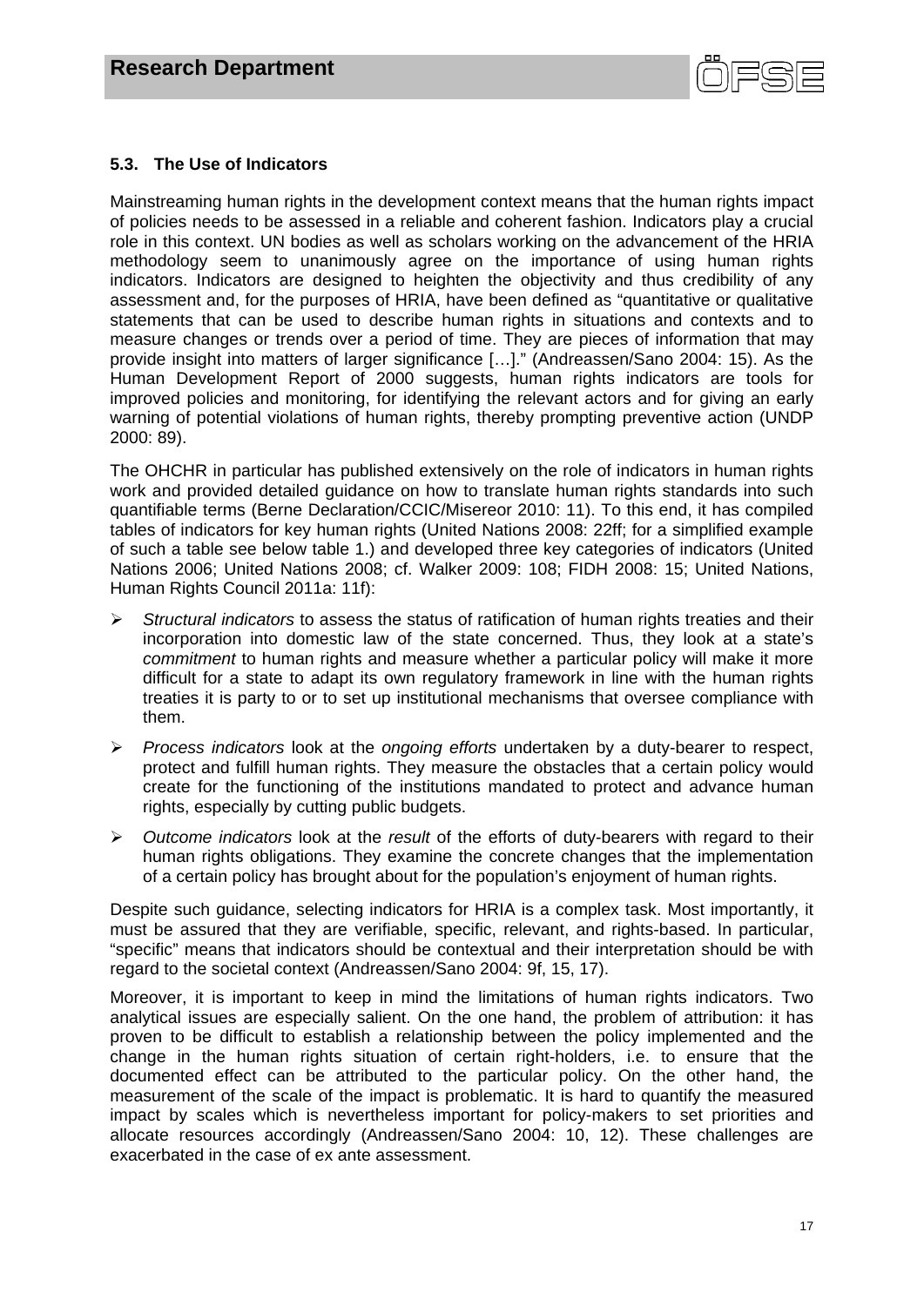### 5.3. The Use of Indicators

Mainstreaming human rights in the development context means that the human rights impact of policies needs to be assessed in a reliable and coherent fashion. Indicators play a crucial role in this context. UN bodies as well as scholars working on the advancement of the HRIA methodology seem to unanimously agree on the importance of using human rights indicators. Indicators are designed to heighten the objectivity and thus credibility of any assessment and, for the purposes of HRIA, have been defined as "quantitative or qualitative statements that can be used to describe human rights in situations and contexts and to measure changes or trends over a period of time. They are pieces of information that may provide insight into matters of larger significance […]." (Andreassen/Sano 2004: 15). As the Human Development Report of 2000 suggests, human rights indicators are tools for improved policies and monitoring, for identifying the relevant actors and for giving an early warning of potential violations of human rights, thereby prompting preventive action (UNDP 2000: 89).

The OHCHR in particular has published extensively on the role of indicators in human rights work and provided detailed guidance on how to translate human rights standards into such quantifiable terms (Berne Declaration/CCIC/Misereor 2010: 11). To this end, it has compiled tables of indicators for key human rights (United Nations 2008: 22ff; for a simplified example of such a table see below table 1.) and developed three key categories of indicators (United Nations 2006; United Nations 2008; cf. Walker 2009: 108; FIDH 2008: 15; United Nations, Human Rights Council 2011a: 11f):

- *Structural indicators* to assess the status of ratification of human rights treaties and their incorporation into domestic law of the state concerned. Thus, they look at a state's *commitment* to human rights and measure whether a particular policy will make it more difficult for a state to adapt its own regulatory framework in line with the human rights treaties it is party to or to set up institutional mechanisms that oversee compliance with them.
- *Process indicators* look at the *ongoing efforts* undertaken by a duty-bearer to respect, protect and fulfill human rights. They measure the obstacles that a certain policy would create for the functioning of the institutions mandated to protect and advance human rights, especially by cutting public budgets.
- *Outcome indicators* look at the *result* of the efforts of duty-bearers with regard to their human rights obligations. They examine the concrete changes that the implementation of a certain policy has brought about for the population's enjoyment of human rights.

Despite such guidance, selecting indicators for HRIA is a complex task. Most importantly, it must be assured that they are verifiable, specific, relevant, and rights-based. In particular, "specific" means that indicators should be contextual and their interpretation should be with regard to the societal context (Andreassen/Sano 2004: 9f, 15, 17).

Moreover, it is important to keep in mind the limitations of human rights indicators. Two analytical issues are especially salient. On the one hand, the problem of attribution: it has proven to be difficult to establish a relationship between the policy implemented and the change in the human rights situation of certain right-holders, i.e. to ensure that the documented effect can be attributed to the particular policy. On the other hand, the measurement of the scale of the impact is problematic. It is hard to quantify the measured impact by scales which is nevertheless important for policy-makers to set priorities and allocate resources accordingly (Andreassen/Sano 2004: 10, 12). These challenges are exacerbated in the case of ex ante assessment.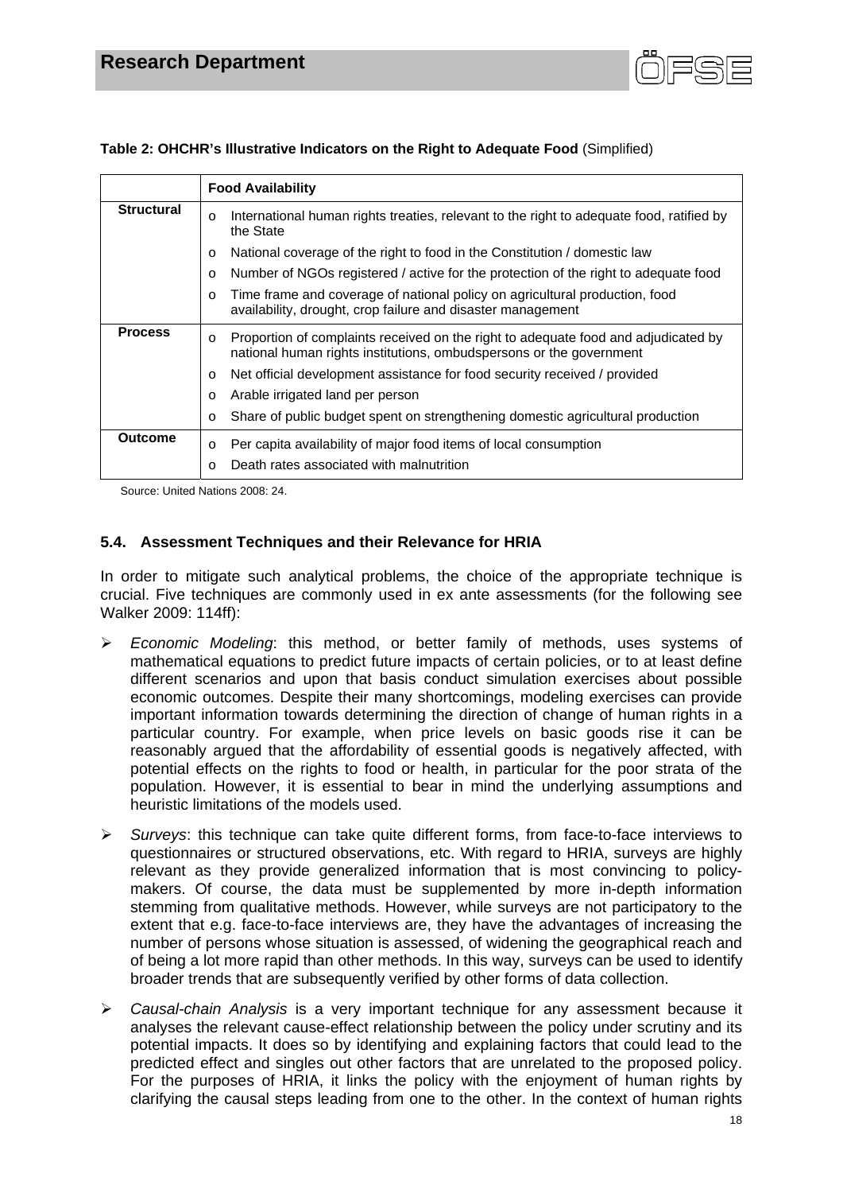**Table 2: OHCHR's Illustrative Indicators on the Right to Adequate Food** (Simplified)

| | **Food Availability** |
|---|---|
| **Structural** | o International human rights treaties, relevant to the right to adequate food, ratified by the State<br>o National coverage of the right to food in the Constitution / domestic law<br>o Number of NGOs registered / active for the protection of the right to adequate food<br>o Time frame and coverage of national policy on agricultural production, food availability, drought, crop failure and disaster management |
| **Process** | o Proportion of complaints received on the right to adequate food and adjudicated by national human rights institutions, ombudspersons or the government<br>o Net official development assistance for food security received / provided<br>o Arable irrigated land per person<br>o Share of public budget spent on strengthening domestic agricultural production |
| **Outcome** | o Per capita availability of major food items of local consumption<br>o Death rates associated with malnutrition |

Source: United Nations 2008: 24.

### 5.4. Assessment Techniques and their Relevance for HRIA

In order to mitigate such analytical problems, the choice of the appropriate technique is crucial. Five techniques are commonly used in ex ante assessments (for the following see Walker 2009: 114ff):

- *Economic Modeling*: this method, or better family of methods, uses systems of mathematical equations to predict future impacts of certain policies, or to at least define different scenarios and upon that basis conduct simulation exercises about possible economic outcomes. Despite their many shortcomings, modeling exercises can provide important information towards determining the direction of change of human rights in a particular country. For example, when price levels on basic goods rise it can be reasonably argued that the affordability of essential goods is negatively affected, with potential effects on the rights to food or health, in particular for the poor strata of the population. However, it is essential to bear in mind the underlying assumptions and heuristic limitations of the models used.
- *Surveys*: this technique can take quite different forms, from face-to-face interviews to questionnaires or structured observations, etc. With regard to HRIA, surveys are highly relevant as they provide generalized information that is most convincing to policy-makers. Of course, the data must be supplemented by more in-depth information stemming from qualitative methods. However, while surveys are not participatory to the extent that e.g. face-to-face interviews are, they have the advantages of increasing the number of persons whose situation is assessed, of widening the geographical reach and of being a lot more rapid than other methods. In this way, surveys can be used to identify broader trends that are subsequently verified by other forms of data collection.
- *Causal-chain Analysis* is a very important technique for any assessment because it analyses the relevant cause-effect relationship between the policy under scrutiny and its potential impacts. It does so by identifying and explaining factors that could lead to the predicted effect and singles out other factors that are unrelated to the proposed policy. For the purposes of HRIA, it links the policy with the enjoyment of human rights by clarifying the causal steps leading from one to the other. In the context of human rights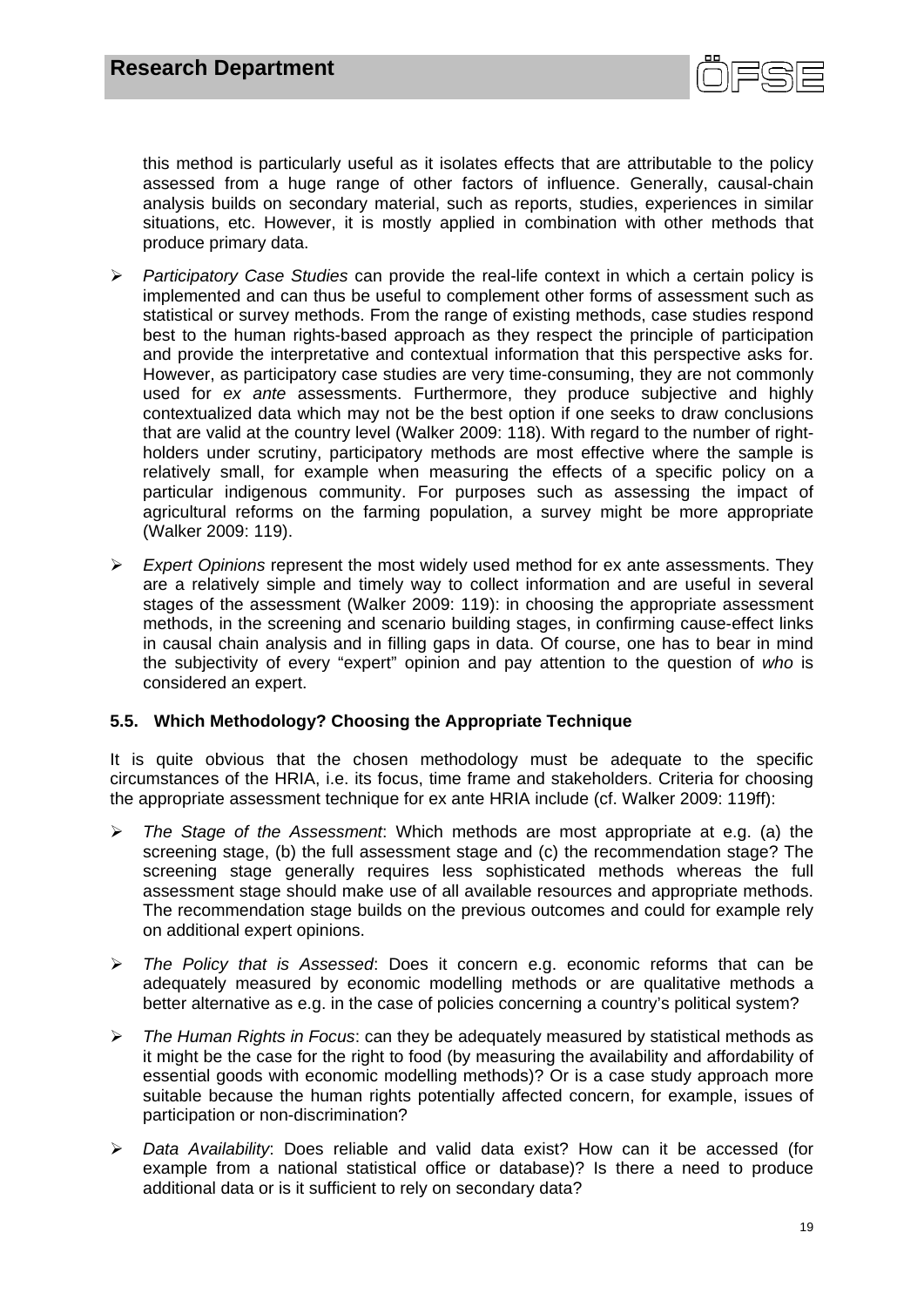this method is particularly useful as it isolates effects that are attributable to the policy assessed from a huge range of other factors of influence. Generally, causal-chain analysis builds on secondary material, such as reports, studies, experiences in similar situations, etc. However, it is mostly applied in combination with other methods that produce primary data.

- *Participatory Case Studies* can provide the real-life context in which a certain policy is implemented and can thus be useful to complement other forms of assessment such as statistical or survey methods. From the range of existing methods, case studies respond best to the human rights-based approach as they respect the principle of participation and provide the interpretative and contextual information that this perspective asks for. However, as participatory case studies are very time-consuming, they are not commonly used for *ex ante* assessments. Furthermore, they produce subjective and highly contextualized data which may not be the best option if one seeks to draw conclusions that are valid at the country level (Walker 2009: 118). With regard to the number of right-holders under scrutiny, participatory methods are most effective where the sample is relatively small, for example when measuring the effects of a specific policy on a particular indigenous community. For purposes such as assessing the impact of agricultural reforms on the farming population, a survey might be more appropriate (Walker 2009: 119).

- *Expert Opinions* represent the most widely used method for ex ante assessments. They are a relatively simple and timely way to collect information and are useful in several stages of the assessment (Walker 2009: 119): in choosing the appropriate assessment methods, in the screening and scenario building stages, in confirming cause-effect links in causal chain analysis and in filling gaps in data. Of course, one has to bear in mind the subjectivity of every "expert" opinion and pay attention to the question of *who* is considered an expert.

### 5.5. Which Methodology? Choosing the Appropriate Technique

It is quite obvious that the chosen methodology must be adequate to the specific circumstances of the HRIA, i.e. its focus, time frame and stakeholders. Criteria for choosing the appropriate assessment technique for ex ante HRIA include (cf. Walker 2009: 119ff):

- *The Stage of the Assessment*: Which methods are most appropriate at e.g. (a) the screening stage, (b) the full assessment stage and (c) the recommendation stage? The screening stage generally requires less sophisticated methods whereas the full assessment stage should make use of all available resources and appropriate methods. The recommendation stage builds on the previous outcomes and could for example rely on additional expert opinions.

- *The Policy that is Assessed*: Does it concern e.g. economic reforms that can be adequately measured by economic modelling methods or are qualitative methods a better alternative as e.g. in the case of policies concerning a country's political system?

- *The Human Rights in Focus*: can they be adequately measured by statistical methods as it might be the case for the right to food (by measuring the availability and affordability of essential goods with economic modelling methods)? Or is a case study approach more suitable because the human rights potentially affected concern, for example, issues of participation or non-discrimination?

- *Data Availability*: Does reliable and valid data exist? How can it be accessed (for example from a national statistical office or database)? Is there a need to produce additional data or is it sufficient to rely on secondary data?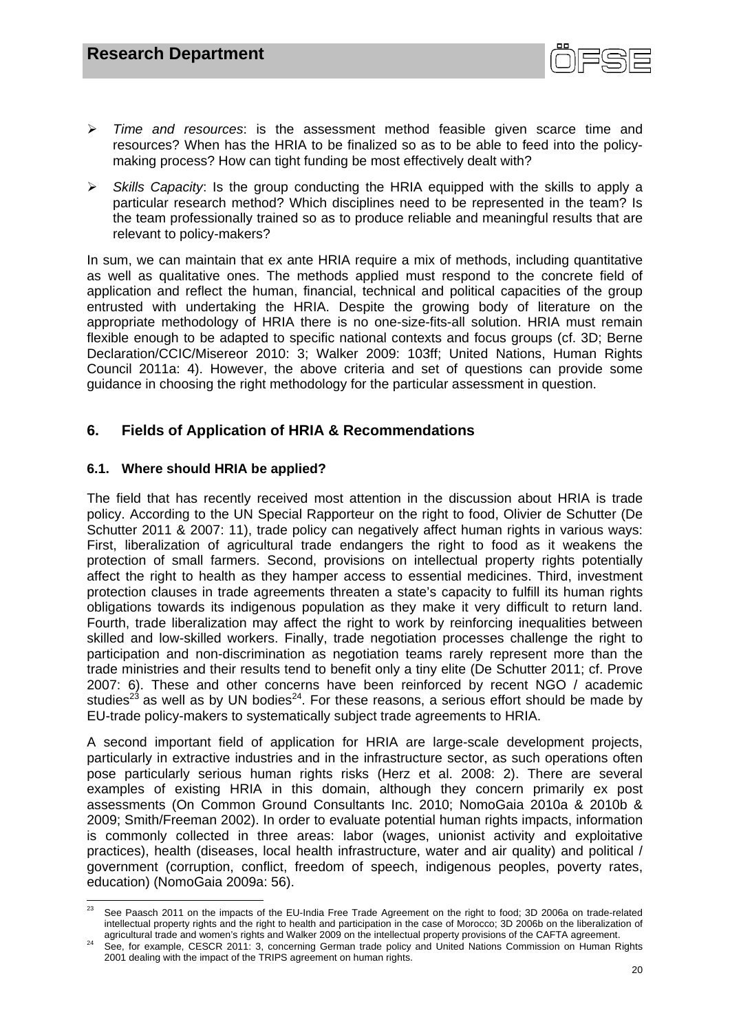- *Time and resources*: is the assessment method feasible given scarce time and resources? When has the HRIA to be finalized so as to be able to feed into the policy-making process? How can tight funding be most effectively dealt with?

- *Skills Capacity*: Is the group conducting the HRIA equipped with the skills to apply a particular research method? Which disciplines need to be represented in the team? Is the team professionally trained so as to produce reliable and meaningful results that are relevant to policy-makers?

In sum, we can maintain that ex ante HRIA require a mix of methods, including quantitative as well as qualitative ones. The methods applied must respond to the concrete field of application and reflect the human, financial, technical and political capacities of the group entrusted with undertaking the HRIA. Despite the growing body of literature on the appropriate methodology of HRIA there is no one-size-fits-all solution. HRIA must remain flexible enough to be adapted to specific national contexts and focus groups (cf. 3D; Berne Declaration/CCIC/Misereor 2010: 3; Walker 2009: 103ff; United Nations, Human Rights Council 2011a: 4). However, the above criteria and set of questions can provide some guidance in choosing the right methodology for the particular assessment in question.

## 6. Fields of Application of HRIA & Recommendations

### 6.1. Where should HRIA be applied?

The field that has recently received most attention in the discussion about HRIA is trade policy. According to the UN Special Rapporteur on the right to food, Olivier de Schutter (De Schutter 2011 & 2007: 11), trade policy can negatively affect human rights in various ways: First, liberalization of agricultural trade endangers the right to food as it weakens the protection of small farmers. Second, provisions on intellectual property rights potentially affect the right to health as they hamper access to essential medicines. Third, investment protection clauses in trade agreements threaten a state's capacity to fulfill its human rights obligations towards its indigenous population as they make it very difficult to return land. Fourth, trade liberalization may affect the right to work by reinforcing inequalities between skilled and low-skilled workers. Finally, trade negotiation processes challenge the right to participation and non-discrimination as negotiation teams rarely represent more than the trade ministries and their results tend to benefit only a tiny elite (De Schutter 2011; cf. Prove 2007: 6). These and other concerns have been reinforced by recent NGO / academic studies[23] as well as by UN bodies[24]. For these reasons, a serious effort should be made by EU-trade policy-makers to systematically subject trade agreements to HRIA.

A second important field of application for HRIA are large-scale development projects, particularly in extractive industries and in the infrastructure sector, as such operations often pose particularly serious human rights risks (Herz et al. 2008: 2). There are several examples of existing HRIA in this domain, although they concern primarily ex post assessments (On Common Ground Consultants Inc. 2010; NomoGaia 2010a & 2010b & 2009; Smith/Freeman 2002). In order to evaluate potential human rights impacts, information is commonly collected in three areas: labor (wages, unionist activity and exploitative practices), health (diseases, local health infrastructure, water and air quality) and political / government (corruption, conflict, freedom of speech, indigenous peoples, poverty rates, education) (NomoGaia 2009a: 56).

---

[23] See Paasch 2011 on the impacts of the EU-India Free Trade Agreement on the right to food; 3D 2006a on trade-related intellectual property rights and the right to health and participation in the case of Morocco; 3D 2006b on the liberalization of agricultural trade and women's rights and Walker 2009 on the intellectual property provisions of the CAFTA agreement.

[24] See, for example, CESCR 2011: 3, concerning German trade policy and United Nations Commission on Human Rights 2001 dealing with the impact of the TRIPS agreement on human rights.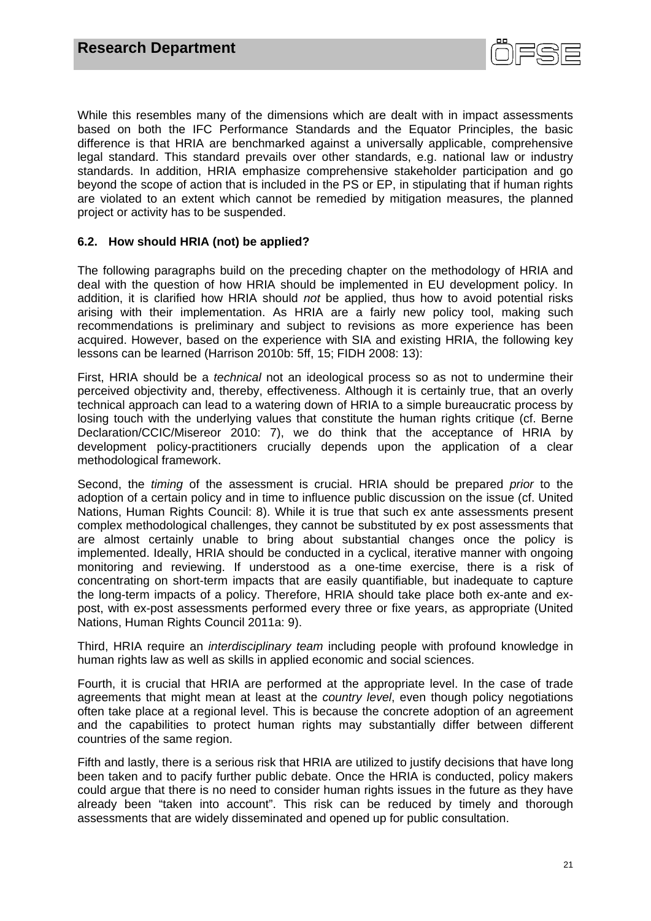While this resembles many of the dimensions which are dealt with in impact assessments based on both the IFC Performance Standards and the Equator Principles, the basic difference is that HRIA are benchmarked against a universally applicable, comprehensive legal standard. This standard prevails over other standards, e.g. national law or industry standards. In addition, HRIA emphasize comprehensive stakeholder participation and go beyond the scope of action that is included in the PS or EP, in stipulating that if human rights are violated to an extent which cannot be remedied by mitigation measures, the planned project or activity has to be suspended.

### 6.2. How should HRIA (not) be applied?

The following paragraphs build on the preceding chapter on the methodology of HRIA and deal with the question of how HRIA should be implemented in EU development policy. In addition, it is clarified how HRIA should *not* be applied, thus how to avoid potential risks arising with their implementation. As HRIA are a fairly new policy tool, making such recommendations is preliminary and subject to revisions as more experience has been acquired. However, based on the experience with SIA and existing HRIA, the following key lessons can be learned (Harrison 2010b: 5ff, 15; FIDH 2008: 13):

First, HRIA should be a *technical* not an ideological process so as not to undermine their perceived objectivity and, thereby, effectiveness. Although it is certainly true, that an overly technical approach can lead to a watering down of HRIA to a simple bureaucratic process by losing touch with the underlying values that constitute the human rights critique (cf. Berne Declaration/CCIC/Misereor 2010: 7), we do think that the acceptance of HRIA by development policy-practitioners crucially depends upon the application of a clear methodological framework.

Second, the *timing* of the assessment is crucial. HRIA should be prepared *prior* to the adoption of a certain policy and in time to influence public discussion on the issue (cf. United Nations, Human Rights Council: 8). While it is true that such ex ante assessments present complex methodological challenges, they cannot be substituted by ex post assessments that are almost certainly unable to bring about substantial changes once the policy is implemented. Ideally, HRIA should be conducted in a cyclical, iterative manner with ongoing monitoring and reviewing. If understood as a one-time exercise, there is a risk of concentrating on short-term impacts that are easily quantifiable, but inadequate to capture the long-term impacts of a policy. Therefore, HRIA should take place both ex-ante and ex-post, with ex-post assessments performed every three or fixe years, as appropriate (United Nations, Human Rights Council 2011a: 9).

Third, HRIA require an *interdisciplinary team* including people with profound knowledge in human rights law as well as skills in applied economic and social sciences.

Fourth, it is crucial that HRIA are performed at the appropriate level. In the case of trade agreements that might mean at least at the *country level*, even though policy negotiations often take place at a regional level. This is because the concrete adoption of an agreement and the capabilities to protect human rights may substantially differ between different countries of the same region.

Fifth and lastly, there is a serious risk that HRIA are utilized to justify decisions that have long been taken and to pacify further public debate. Once the HRIA is conducted, policy makers could argue that there is no need to consider human rights issues in the future as they have already been "taken into account". This risk can be reduced by timely and thorough assessments that are widely disseminated and opened up for public consultation.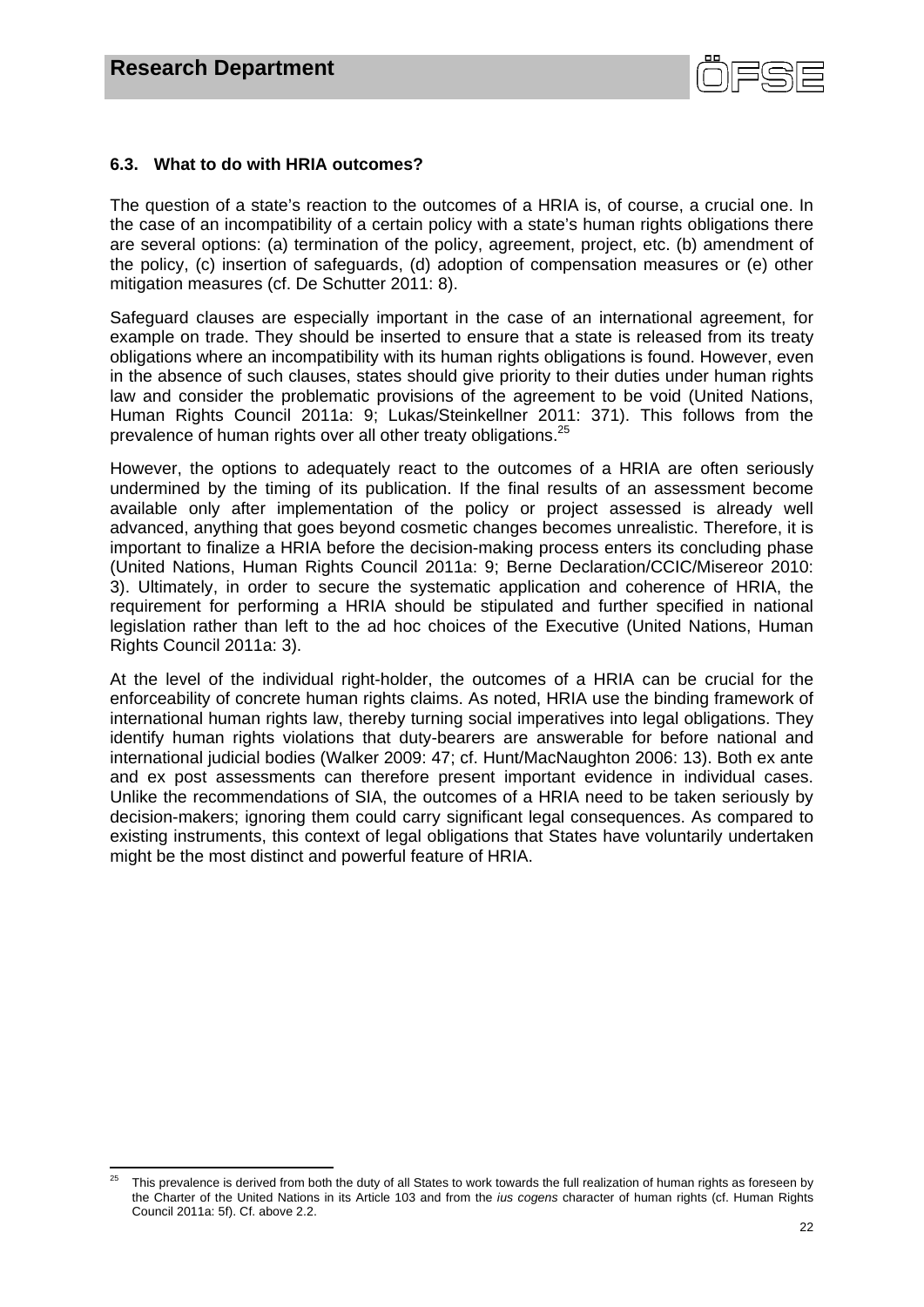### 6.3. What to do with HRIA outcomes?

The question of a state's reaction to the outcomes of a HRIA is, of course, a crucial one. In the case of an incompatibility of a certain policy with a state's human rights obligations there are several options: (a) termination of the policy, agreement, project, etc. (b) amendment of the policy, (c) insertion of safeguards, (d) adoption of compensation measures or (e) other mitigation measures (cf. De Schutter 2011: 8).

Safeguard clauses are especially important in the case of an international agreement, for example on trade. They should be inserted to ensure that a state is released from its treaty obligations where an incompatibility with its human rights obligations is found. However, even in the absence of such clauses, states should give priority to their duties under human rights law and consider the problematic provisions of the agreement to be void (United Nations, Human Rights Council 2011a: 9; Lukas/Steinkellner 2011: 371). This follows from the prevalence of human rights over all other treaty obligations.[25]

However, the options to adequately react to the outcomes of a HRIA are often seriously undermined by the timing of its publication. If the final results of an assessment become available only after implementation of the policy or project assessed is already well advanced, anything that goes beyond cosmetic changes becomes unrealistic. Therefore, it is important to finalize a HRIA before the decision-making process enters its concluding phase (United Nations, Human Rights Council 2011a: 9; Berne Declaration/CCIC/Misereor 2010: 3). Ultimately, in order to secure the systematic application and coherence of HRIA, the requirement for performing a HRIA should be stipulated and further specified in national legislation rather than left to the ad hoc choices of the Executive (United Nations, Human Rights Council 2011a: 3).

At the level of the individual right-holder, the outcomes of a HRIA can be crucial for the enforceability of concrete human rights claims. As noted, HRIA use the binding framework of international human rights law, thereby turning social imperatives into legal obligations. They identify human rights violations that duty-bearers are answerable for before national and international judicial bodies (Walker 2009: 47; cf. Hunt/MacNaughton 2006: 13). Both ex ante and ex post assessments can therefore present important evidence in individual cases. Unlike the recommendations of SIA, the outcomes of a HRIA need to be taken seriously by decision-makers; ignoring them could carry significant legal consequences. As compared to existing instruments, this context of legal obligations that States have voluntarily undertaken might be the most distinct and powerful feature of HRIA.

---

[25] This prevalence is derived from both the duty of all States to work towards the full realization of human rights as foreseen by the Charter of the United Nations in its Article 103 and from the *ius cogens* character of human rights (cf. Human Rights Council 2011a: 5f). Cf. above 2.2.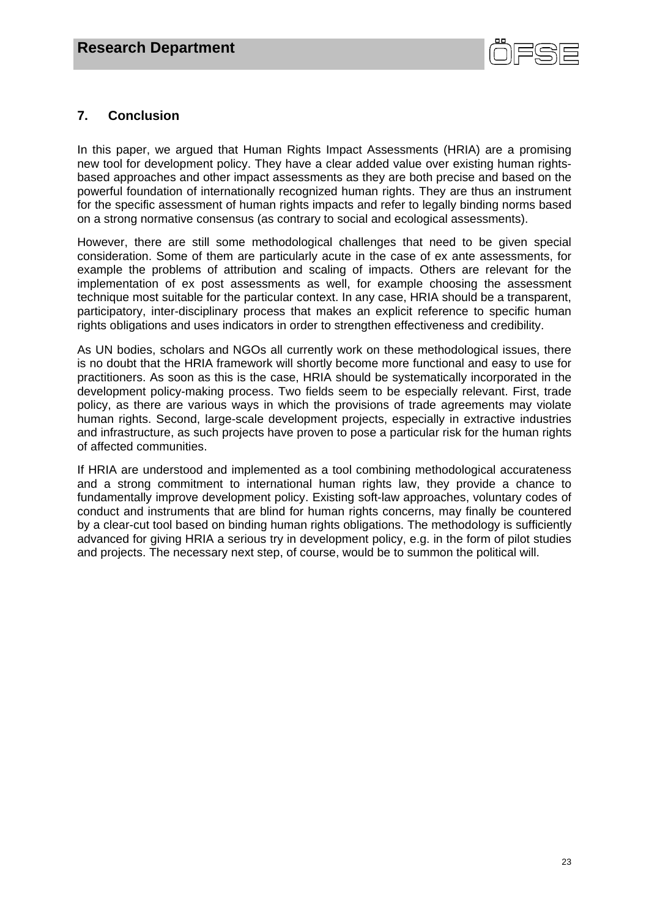## 7. Conclusion

In this paper, we argued that Human Rights Impact Assessments (HRIA) are a promising new tool for development policy. They have a clear added value over existing human rights-based approaches and other impact assessments as they are both precise and based on the powerful foundation of internationally recognized human rights. They are thus an instrument for the specific assessment of human rights impacts and refer to legally binding norms based on a strong normative consensus (as contrary to social and ecological assessments).

However, there are still some methodological challenges that need to be given special consideration. Some of them are particularly acute in the case of ex ante assessments, for example the problems of attribution and scaling of impacts. Others are relevant for the implementation of ex post assessments as well, for example choosing the assessment technique most suitable for the particular context. In any case, HRIA should be a transparent, participatory, inter-disciplinary process that makes an explicit reference to specific human rights obligations and uses indicators in order to strengthen effectiveness and credibility.

As UN bodies, scholars and NGOs all currently work on these methodological issues, there is no doubt that the HRIA framework will shortly become more functional and easy to use for practitioners. As soon as this is the case, HRIA should be systematically incorporated in the development policy-making process. Two fields seem to be especially relevant. First, trade policy, as there are various ways in which the provisions of trade agreements may violate human rights. Second, large-scale development projects, especially in extractive industries and infrastructure, as such projects have proven to pose a particular risk for the human rights of affected communities.

If HRIA are understood and implemented as a tool combining methodological accurateness and a strong commitment to international human rights law, they provide a chance to fundamentally improve development policy. Existing soft-law approaches, voluntary codes of conduct and instruments that are blind for human rights concerns, may finally be countered by a clear-cut tool based on binding human rights obligations. The methodology is sufficiently advanced for giving HRIA a serious try in development policy, e.g. in the form of pilot studies and projects. The necessary next step, of course, would be to summon the political will.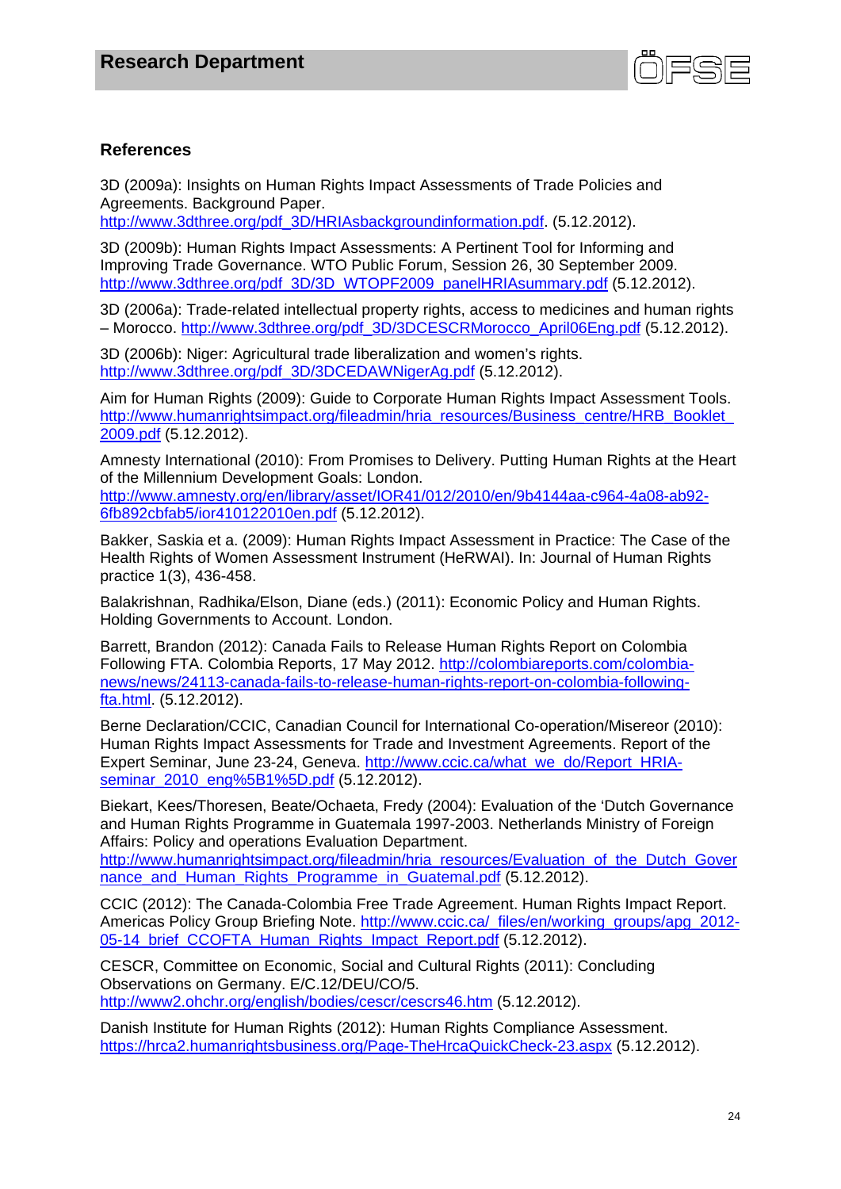## References

3D (2009a): Insights on Human Rights Impact Assessments of Trade Policies and Agreements. Background Paper. http://www.3dthree.org/pdf_3D/HRIAsbackgroundinformation.pdf. (5.12.2012).

3D (2009b): Human Rights Impact Assessments: A Pertinent Tool for Informing and Improving Trade Governance. WTO Public Forum, Session 26, 30 September 2009. http://www.3dthree.org/pdf_3D/3D_WTOPF2009_panelHRIAsummary.pdf (5.12.2012).

3D (2006a): Trade-related intellectual property rights, access to medicines and human rights – Morocco. http://www.3dthree.org/pdf_3D/3DCESCRMorocco_April06Eng.pdf (5.12.2012).

3D (2006b): Niger: Agricultural trade liberalization and women's rights. http://www.3dthree.org/pdf_3D/3DCEDAWNigerAg.pdf (5.12.2012).

Aim for Human Rights (2009): Guide to Corporate Human Rights Impact Assessment Tools. http://www.humanrightsimpact.org/fileadmin/hria_resources/Business_centre/HRB_Booklet_2009.pdf (5.12.2012).

Amnesty International (2010): From Promises to Delivery. Putting Human Rights at the Heart of the Millennium Development Goals: London. http://www.amnesty.org/en/library/asset/IOR41/012/2010/en/9b4144aa-c964-4a08-ab92-6fb892cbfab5/ior410122010en.pdf (5.12.2012).

Bakker, Saskia et a. (2009): Human Rights Impact Assessment in Practice: The Case of the Health Rights of Women Assessment Instrument (HeRWAI). In: Journal of Human Rights practice 1(3), 436-458.

Balakrishnan, Radhika/Elson, Diane (eds.) (2011): Economic Policy and Human Rights. Holding Governments to Account. London.

Barrett, Brandon (2012): Canada Fails to Release Human Rights Report on Colombia Following FTA. Colombia Reports, 17 May 2012. http://colombiareports.com/colombia-news/news/24113-canada-fails-to-release-human-rights-report-on-colombia-following-fta.html. (5.12.2012).

Berne Declaration/CCIC, Canadian Council for International Co-operation/Misereor (2010): Human Rights Impact Assessments for Trade and Investment Agreements. Report of the Expert Seminar, June 23-24, Geneva. http://www.ccic.ca/what_we_do/Report_HRIA-seminar_2010_eng%5B1%5D.pdf (5.12.2012).

Biekart, Kees/Thoresen, Beate/Ochaeta, Fredy (2004): Evaluation of the 'Dutch Governance and Human Rights Programme in Guatemala 1997-2003. Netherlands Ministry of Foreign Affairs: Policy and operations Evaluation Department. http://www.humanrightsimpact.org/fileadmin/hria_resources/Evaluation_of_the_Dutch_Governance_and_Human_Rights_Programme_in_Guatemal.pdf (5.12.2012).

CCIC (2012): The Canada-Colombia Free Trade Agreement. Human Rights Impact Report. Americas Policy Group Briefing Note. http://www.ccic.ca/_files/en/working_groups/apg_2012-05-14_brief_CCOFTA_Human_Rights_Impact_Report.pdf (5.12.2012).

CESCR, Committee on Economic, Social and Cultural Rights (2011): Concluding Observations on Germany. E/C.12/DEU/CO/5. http://www2.ohchr.org/english/bodies/cescr/cescrs46.htm (5.12.2012).

Danish Institute for Human Rights (2012): Human Rights Compliance Assessment. https://hrca2.humanrightsbusiness.org/Page-TheHrcaQuickCheck-23.aspx (5.12.2012).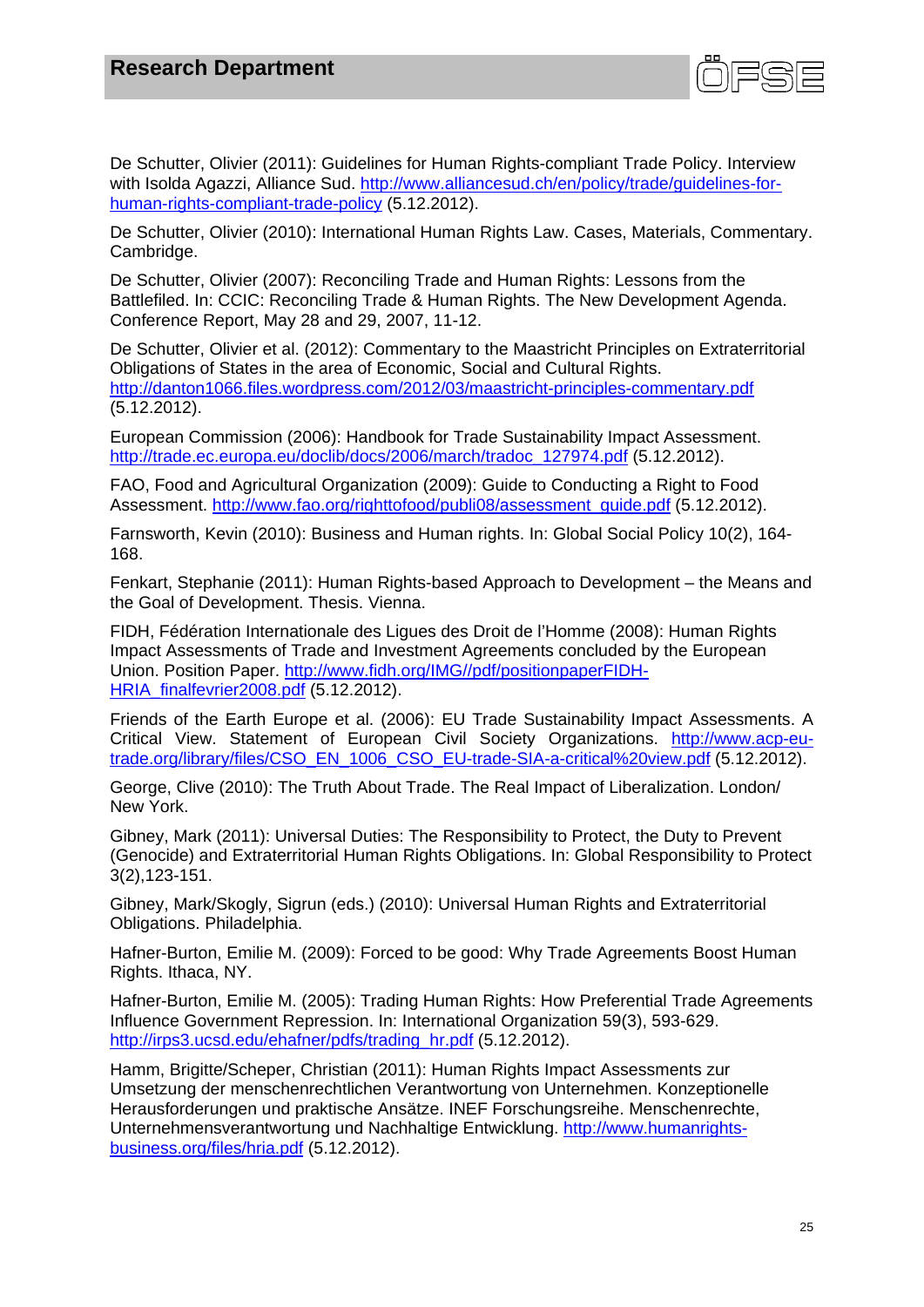De Schutter, Olivier (2011): Guidelines for Human Rights-compliant Trade Policy. Interview with Isolda Agazzi, Alliance Sud. http://www.alliancesud.ch/en/policy/trade/guidelines-for-human-rights-compliant-trade-policy (5.12.2012).

De Schutter, Olivier (2010): International Human Rights Law. Cases, Materials, Commentary. Cambridge.

De Schutter, Olivier (2007): Reconciling Trade and Human Rights: Lessons from the Battlefiled. In: CCIC: Reconciling Trade & Human Rights. The New Development Agenda. Conference Report, May 28 and 29, 2007, 11-12.

De Schutter, Olivier et al. (2012): Commentary to the Maastricht Principles on Extraterritorial Obligations of States in the area of Economic, Social and Cultural Rights. http://danton1066.files.wordpress.com/2012/03/maastricht-principles-commentary.pdf (5.12.2012).

European Commission (2006): Handbook for Trade Sustainability Impact Assessment. http://trade.ec.europa.eu/doclib/docs/2006/march/tradoc_127974.pdf (5.12.2012).

FAO, Food and Agricultural Organization (2009): Guide to Conducting a Right to Food Assessment. http://www.fao.org/righttofood/publi08/assessment_guide.pdf (5.12.2012).

Farnsworth, Kevin (2010): Business and Human rights. In: Global Social Policy 10(2), 164-168.

Fenkart, Stephanie (2011): Human Rights-based Approach to Development – the Means and the Goal of Development. Thesis. Vienna.

FIDH, Fédération Internationale des Ligues des Droit de l'Homme (2008): Human Rights Impact Assessments of Trade and Investment Agreements concluded by the European Union. Position Paper. http://www.fidh.org/IMG//pdf/positionpaperFIDH-HRIA_finalfevrier2008.pdf (5.12.2012).

Friends of the Earth Europe et al. (2006): EU Trade Sustainability Impact Assessments. A Critical View. Statement of European Civil Society Organizations. http://www.acp-eu-trade.org/library/files/CSO_EN_1006_CSO_EU-trade-SIA-a-critical%20view.pdf (5.12.2012).

George, Clive (2010): The Truth About Trade. The Real Impact of Liberalization. London/ New York.

Gibney, Mark (2011): Universal Duties: The Responsibility to Protect, the Duty to Prevent (Genocide) and Extraterritorial Human Rights Obligations. In: Global Responsibility to Protect 3(2),123-151.

Gibney, Mark/Skogly, Sigrun (eds.) (2010): Universal Human Rights and Extraterritorial Obligations. Philadelphia.

Hafner-Burton, Emilie M. (2009): Forced to be good: Why Trade Agreements Boost Human Rights. Ithaca, NY.

Hafner-Burton, Emilie M. (2005): Trading Human Rights: How Preferential Trade Agreements Influence Government Repression. In: International Organization 59(3), 593-629. http://irps3.ucsd.edu/ehafner/pdfs/trading_hr.pdf (5.12.2012).

Hamm, Brigitte/Scheper, Christian (2011): Human Rights Impact Assessments zur Umsetzung der menschenrechtlichen Verantwortung von Unternehmen. Konzeptionelle Herausforderungen und praktische Ansätze. INEF Forschungsreihe. Menschenrechte, Unternehmensverantwortung und Nachhaltige Entwicklung. http://www.humanrights-business.org/files/hria.pdf (5.12.2012).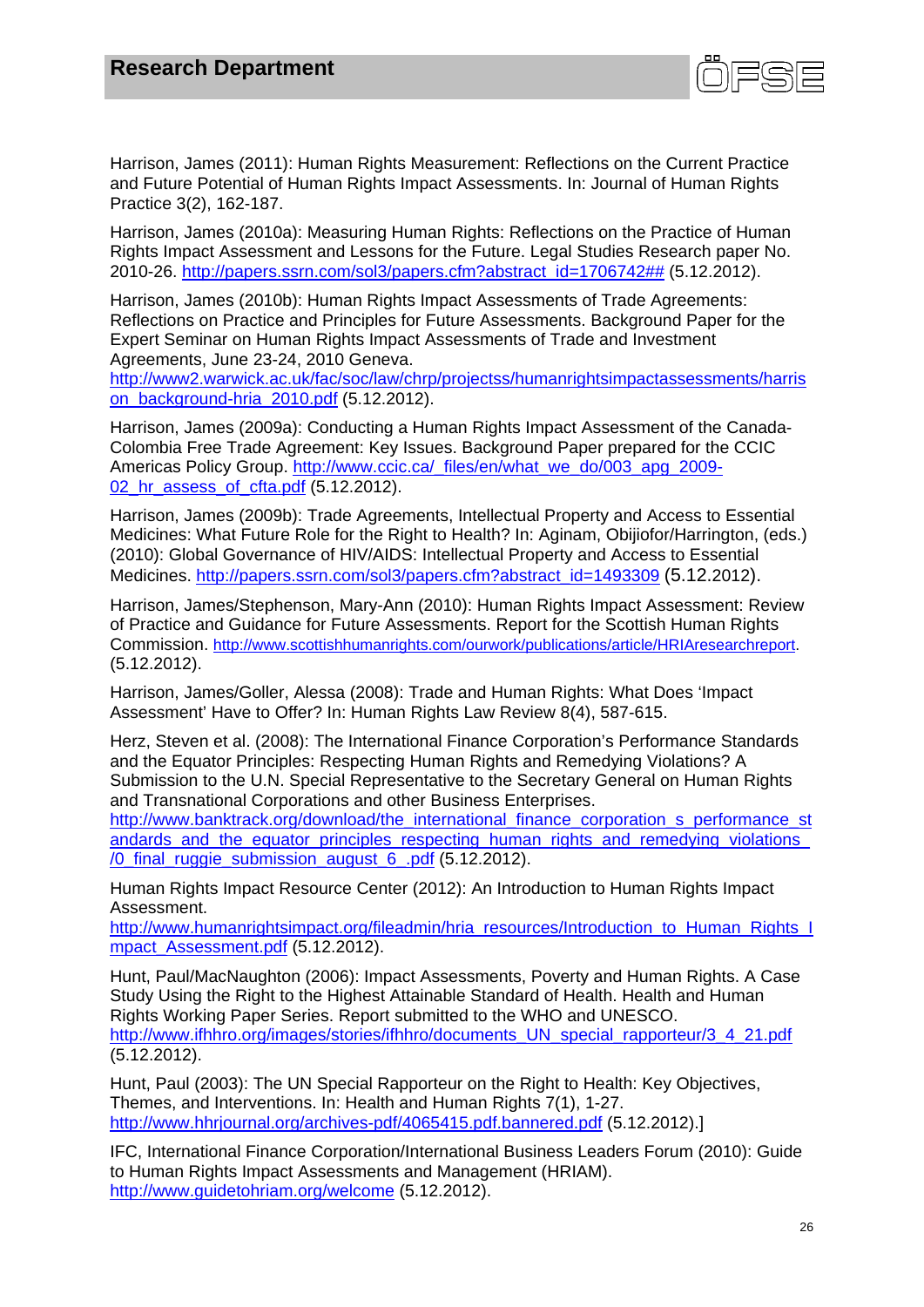Harrison, James (2011): Human Rights Measurement: Reflections on the Current Practice and Future Potential of Human Rights Impact Assessments. In: Journal of Human Rights Practice 3(2), 162-187.

Harrison, James (2010a): Measuring Human Rights: Reflections on the Practice of Human Rights Impact Assessment and Lessons for the Future. Legal Studies Research paper No. 2010-26. http://papers.ssrn.com/sol3/papers.cfm?abstract_id=1706742## (5.12.2012).

Harrison, James (2010b): Human Rights Impact Assessments of Trade Agreements: Reflections on Practice and Principles for Future Assessments. Background Paper for the Expert Seminar on Human Rights Impact Assessments of Trade and Investment Agreements, June 23-24, 2010 Geneva. http://www2.warwick.ac.uk/fac/soc/law/chrp/projectss/humanrightsimpactassessments/harrison_background-hria_2010.pdf (5.12.2012).

Harrison, James (2009a): Conducting a Human Rights Impact Assessment of the Canada-Colombia Free Trade Agreement: Key Issues. Background Paper prepared for the CCIC Americas Policy Group. http://www.ccic.ca/_files/en/what_we_do/003_apg_2009-02_hr_assess_of_cfta.pdf (5.12.2012).

Harrison, James (2009b): Trade Agreements, Intellectual Property and Access to Essential Medicines: What Future Role for the Right to Health? In: Aginam, Obijiofor/Harrington, (eds.) (2010): Global Governance of HIV/AIDS: Intellectual Property and Access to Essential Medicines. http://papers.ssrn.com/sol3/papers.cfm?abstract_id=1493309 (5.12.2012).

Harrison, James/Stephenson, Mary-Ann (2010): Human Rights Impact Assessment: Review of Practice and Guidance for Future Assessments. Report for the Scottish Human Rights Commission. http://www.scottishhumanrights.com/ourwork/publications/article/HRIAresearchreport. (5.12.2012).

Harrison, James/Goller, Alessa (2008): Trade and Human Rights: What Does 'Impact Assessment' Have to Offer? In: Human Rights Law Review 8(4), 587-615.

Herz, Steven et al. (2008): The International Finance Corporation's Performance Standards and the Equator Principles: Respecting Human Rights and Remedying Violations? A Submission to the U.N. Special Representative to the Secretary General on Human Rights and Transnational Corporations and other Business Enterprises. http://www.banktrack.org/download/the_international_finance_corporation_s_performance_standards_and_the_equator_principles_respecting_human_rights_and_remedying_violations_/0_final_ruggie_submission_august_6_.pdf (5.12.2012).

Human Rights Impact Resource Center (2012): An Introduction to Human Rights Impact Assessment. http://www.humanrightsimpact.org/fileadmin/hria_resources/Introduction_to_Human_Rights_Impact_Assessment.pdf (5.12.2012).

Hunt, Paul/MacNaughton (2006): Impact Assessments, Poverty and Human Rights. A Case Study Using the Right to the Highest Attainable Standard of Health. Health and Human Rights Working Paper Series. Report submitted to the WHO and UNESCO. http://www.ifhhro.org/images/stories/ifhhro/documents_UN_special_rapporteur/3_4_21.pdf (5.12.2012).

Hunt, Paul (2003): The UN Special Rapporteur on the Right to Health: Key Objectives, Themes, and Interventions. In: Health and Human Rights 7(1), 1-27. http://www.hhrjournal.org/archives-pdf/4065415.pdf.bannered.pdf (5.12.2012).]

IFC, International Finance Corporation/International Business Leaders Forum (2010): Guide to Human Rights Impact Assessments and Management (HRIAM). http://www.guidetohriam.org/welcome (5.12.2012).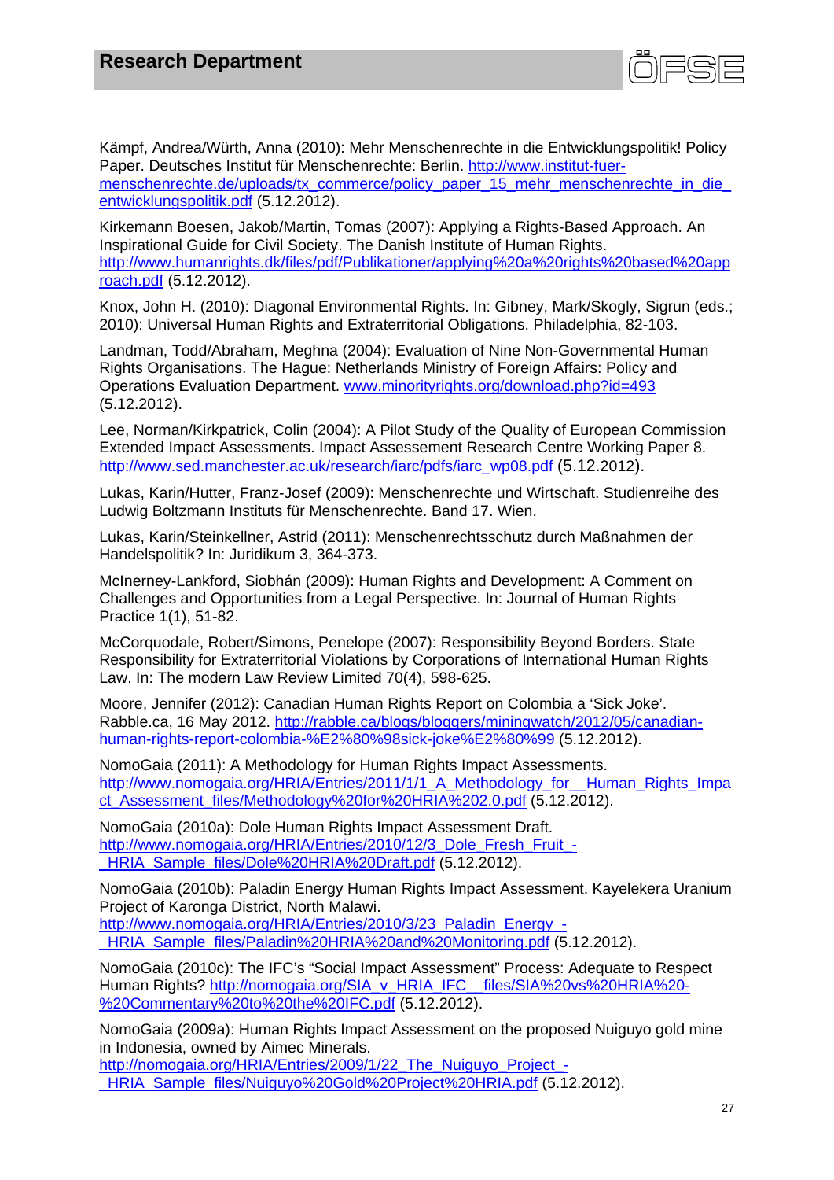Kämpf, Andrea/Würth, Anna (2010): Mehr Menschenrechte in die Entwicklungspolitik! Policy Paper. Deutsches Institut für Menschenrechte: Berlin. http://www.institut-fuer-menschenrechte.de/uploads/tx_commerce/policy_paper_15_mehr_menschenrechte_in_die_entwicklungspolitik.pdf (5.12.2012).

Kirkemann Boesen, Jakob/Martin, Tomas (2007): Applying a Rights-Based Approach. An Inspirational Guide for Civil Society. The Danish Institute of Human Rights. http://www.humanrights.dk/files/pdf/Publikationer/applying%20a%20rights%20based%20approach.pdf (5.12.2012).

Knox, John H. (2010): Diagonal Environmental Rights. In: Gibney, Mark/Skogly, Sigrun (eds.; 2010): Universal Human Rights and Extraterritorial Obligations. Philadelphia, 82-103.

Landman, Todd/Abraham, Meghna (2004): Evaluation of Nine Non-Governmental Human Rights Organisations. The Hague: Netherlands Ministry of Foreign Affairs: Policy and Operations Evaluation Department. www.minorityrights.org/download.php?id=493 (5.12.2012).

Lee, Norman/Kirkpatrick, Colin (2004): A Pilot Study of the Quality of European Commission Extended Impact Assessments. Impact Assessment Research Centre Working Paper 8. http://www.sed.manchester.ac.uk/research/iarc/pdfs/iarc_wp08.pdf (5.12.2012).

Lukas, Karin/Hutter, Franz-Josef (2009): Menschenrechte und Wirtschaft. Studienreihe des Ludwig Boltzmann Instituts für Menschenrechte. Band 17. Wien.

Lukas, Karin/Steinkellner, Astrid (2011): Menschenrechtsschutz durch Maßnahmen der Handelspolitik? In: Juridikum 3, 364-373.

McInerney-Lankford, Siobhán (2009): Human Rights and Development: A Comment on Challenges and Opportunities from a Legal Perspective. In: Journal of Human Rights Practice 1(1), 51-82.

McCorquodale, Robert/Simons, Penelope (2007): Responsibility Beyond Borders. State Responsibility for Extraterritorial Violations by Corporations of International Human Rights Law. In: The modern Law Review Limited 70(4), 598-625.

Moore, Jennifer (2012): Canadian Human Rights Report on Colombia a 'Sick Joke'. Rabble.ca, 16 May 2012. http://rabble.ca/blogs/bloggers/miningwatch/2012/05/canadian-human-rights-report-colombia-%E2%80%98sick-joke%E2%80%99 (5.12.2012).

NomoGaia (2011): A Methodology for Human Rights Impact Assessments. http://www.nomogaia.org/HRIA/Entries/2011/1/1_A_Methodology_for__Human_Rights_Impact_Assessment_files/Methodology%20for%20HRIA%202.0.pdf (5.12.2012).

NomoGaia (2010a): Dole Human Rights Impact Assessment Draft. http://www.nomogaia.org/HRIA/Entries/2010/12/3_Dole_Fresh_Fruit_-_HRIA_Sample_files/Dole%20HRIA%20Draft.pdf (5.12.2012).

NomoGaia (2010b): Paladin Energy Human Rights Impact Assessment. Kayelekera Uranium Project of Karonga District, North Malawi. http://www.nomogaia.org/HRIA/Entries/2010/3/23_Paladin_Energy_-_HRIA_Sample_files/Paladin%20HRIA%20and%20Monitoring.pdf (5.12.2012).

NomoGaia (2010c): The IFC's "Social Impact Assessment" Process: Adequate to Respect Human Rights? http://nomogaia.org/SIA_v_HRIA_IFC__files/SIA%20vs%20HRIA%20-%20Commentary%20to%20the%20IFC.pdf (5.12.2012).

NomoGaia (2009a): Human Rights Impact Assessment on the proposed Nuiguyo gold mine in Indonesia, owned by Aimec Minerals. http://nomogaia.org/HRIA/Entries/2009/1/22_The_Nuiguyo_Project_-_HRIA_Sample_files/Nuiguyo%20Gold%20Project%20HRIA.pdf (5.12.2012).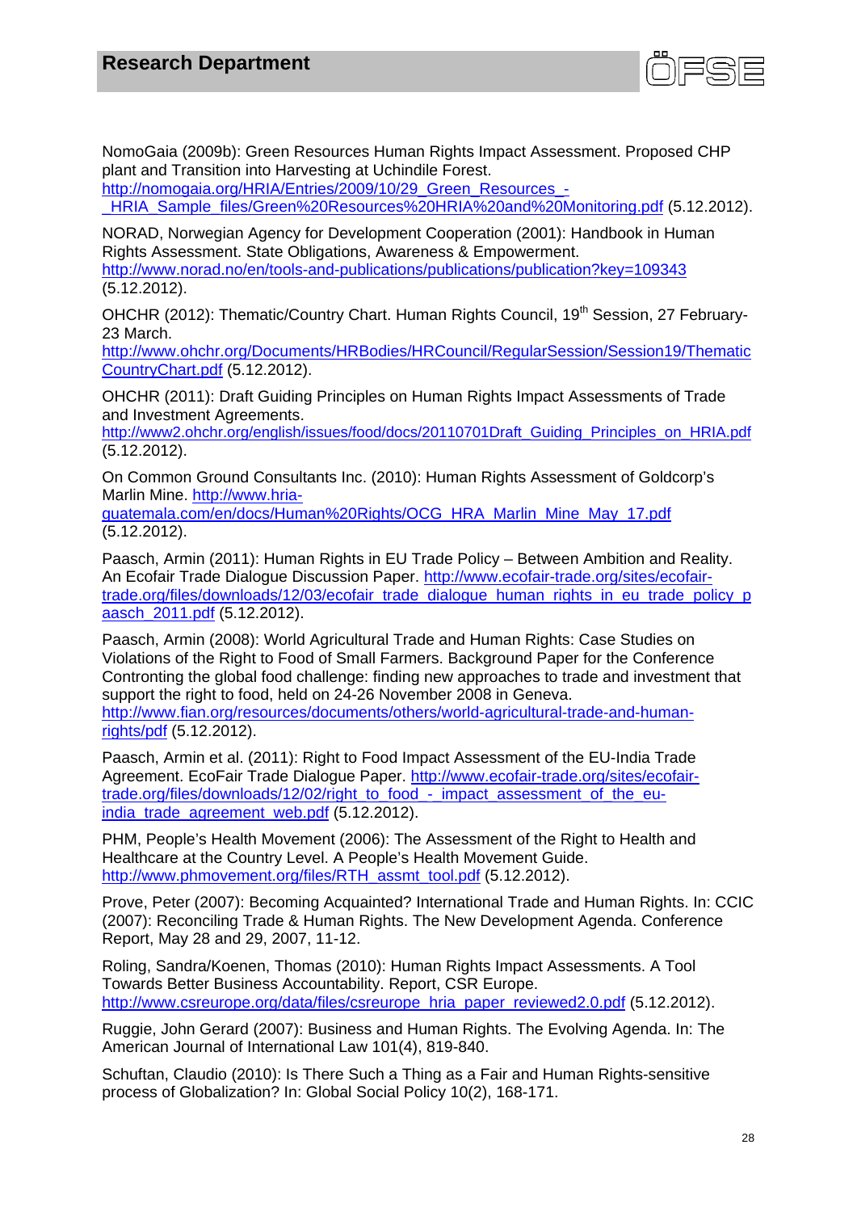NomoGaia (2009b): Green Resources Human Rights Impact Assessment. Proposed CHP plant and Transition into Harvesting at Uchindile Forest. http://nomogaia.org/HRIA/Entries/2009/10/29_Green_Resources_-_HRIA_Sample_files/Green%20Resources%20HRIA%20and%20Monitoring.pdf (5.12.2012).

NORAD, Norwegian Agency for Development Cooperation (2001): Handbook in Human Rights Assessment. State Obligations, Awareness & Empowerment. http://www.norad.no/en/tools-and-publications/publications/publication?key=109343 (5.12.2012).

OHCHR (2012): Thematic/Country Chart. Human Rights Council, 19th Session, 27 February-23 March. http://www.ohchr.org/Documents/HRBodies/HRCouncil/RegularSession/Session19/ThematicCountryChart.pdf (5.12.2012).

OHCHR (2011): Draft Guiding Principles on Human Rights Impact Assessments of Trade and Investment Agreements. http://www2.ohchr.org/english/issues/food/docs/20110701Draft_Guiding_Principles_on_HRIA.pdf (5.12.2012).

On Common Ground Consultants Inc. (2010): Human Rights Assessment of Goldcorp's Marlin Mine. http://www.hria-guatemala.com/en/docs/Human%20Rights/OCG_HRA_Marlin_Mine_May_17.pdf (5.12.2012).

Paasch, Armin (2011): Human Rights in EU Trade Policy – Between Ambition and Reality. An Ecofair Trade Dialogue Discussion Paper. http://www.ecofair-trade.org/sites/ecofair-trade.org/files/downloads/12/03/ecofair_trade_dialogue_human_rights_in_eu_trade_policy_paasch_2011.pdf (5.12.2012).

Paasch, Armin (2008): World Agricultural Trade and Human Rights: Case Studies on Violations of the Right to Food of Small Farmers. Background Paper for the Conference Contronting the global food challenge: finding new approaches to trade and investment that support the right to food, held on 24-26 November 2008 in Geneva. http://www.fian.org/resources/documents/others/world-agricultural-trade-and-human-rights/pdf (5.12.2012).

Paasch, Armin et al. (2011): Right to Food Impact Assessment of the EU-India Trade Agreement. EcoFair Trade Dialogue Paper. http://www.ecofair-trade.org/sites/ecofair-trade.org/files/downloads/12/02/right_to_food_-_impact_assessment_of_the_eu-india_trade_agreement_web.pdf (5.12.2012).

PHM, People's Health Movement (2006): The Assessment of the Right to Health and Healthcare at the Country Level. A People's Health Movement Guide. http://www.phmovement.org/files/RTH_assmt_tool.pdf (5.12.2012).

Prove, Peter (2007): Becoming Acquainted? International Trade and Human Rights. In: CCIC (2007): Reconciling Trade & Human Rights. The New Development Agenda. Conference Report, May 28 and 29, 2007, 11-12.

Roling, Sandra/Koenen, Thomas (2010): Human Rights Impact Assessments. A Tool Towards Better Business Accountability. Report, CSR Europe. http://www.csreurope.org/data/files/csreurope_hria_paper_reviewed2.0.pdf (5.12.2012).

Ruggie, John Gerard (2007): Business and Human Rights. The Evolving Agenda. In: The American Journal of International Law 101(4), 819-840.

Schuftan, Claudio (2010): Is There Such a Thing as a Fair and Human Rights-sensitive process of Globalization? In: Global Social Policy 10(2), 168-171.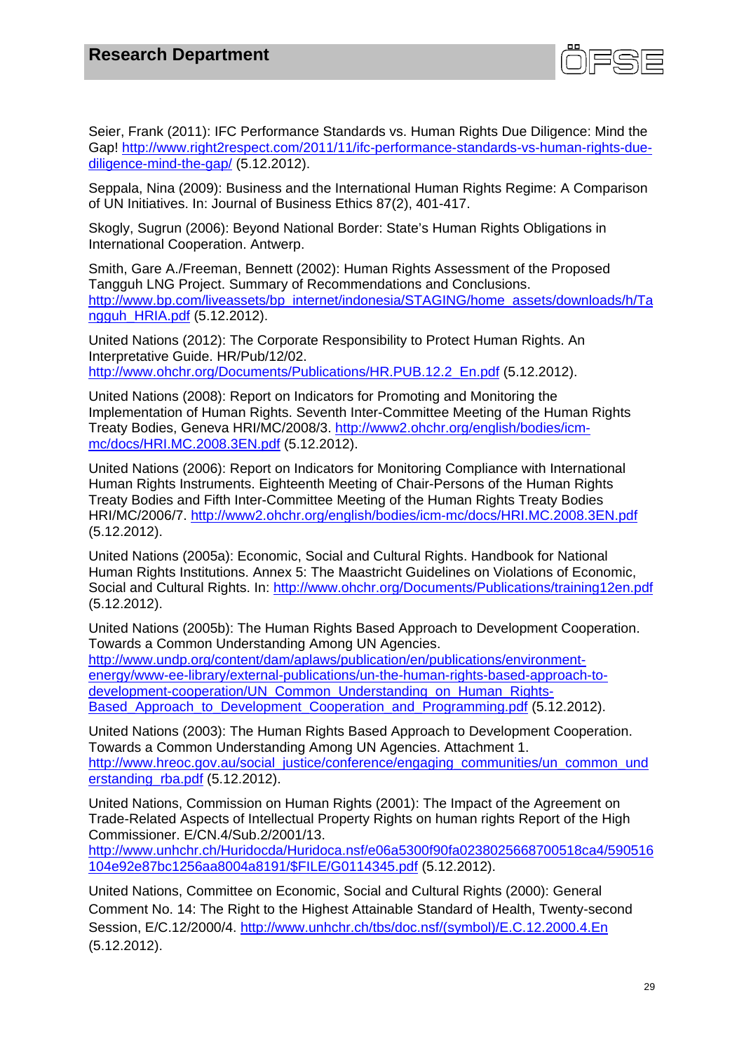Seier, Frank (2011): IFC Performance Standards vs. Human Rights Due Diligence: Mind the Gap! http://www.right2respect.com/2011/11/ifc-performance-standards-vs-human-rights-due-diligence-mind-the-gap/ (5.12.2012).

Seppala, Nina (2009): Business and the International Human Rights Regime: A Comparison of UN Initiatives. In: Journal of Business Ethics 87(2), 401-417.

Skogly, Sugrun (2006): Beyond National Border: State's Human Rights Obligations in International Cooperation. Antwerp.

Smith, Gare A./Freeman, Bennett (2002): Human Rights Assessment of the Proposed Tangguh LNG Project. Summary of Recommendations and Conclusions. http://www.bp.com/liveassets/bp_internet/indonesia/STAGING/home_assets/downloads/h/Tangguh_HRIA.pdf (5.12.2012).

United Nations (2012): The Corporate Responsibility to Protect Human Rights. An Interpretative Guide. HR/Pub/12/02. http://www.ohchr.org/Documents/Publications/HR.PUB.12.2_En.pdf (5.12.2012).

United Nations (2008): Report on Indicators for Promoting and Monitoring the Implementation of Human Rights. Seventh Inter-Committee Meeting of the Human Rights Treaty Bodies, Geneva HRI/MC/2008/3. http://www2.ohchr.org/english/bodies/icm-mc/docs/HRI.MC.2008.3EN.pdf (5.12.2012).

United Nations (2006): Report on Indicators for Monitoring Compliance with International Human Rights Instruments. Eighteenth Meeting of Chair-Persons of the Human Rights Treaty Bodies and Fifth Inter-Committee Meeting of the Human Rights Treaty Bodies HRI/MC/2006/7. http://www2.ohchr.org/english/bodies/icm-mc/docs/HRI.MC.2008.3EN.pdf (5.12.2012).

United Nations (2005a): Economic, Social and Cultural Rights. Handbook for National Human Rights Institutions. Annex 5: The Maastricht Guidelines on Violations of Economic, Social and Cultural Rights. In: http://www.ohchr.org/Documents/Publications/training12en.pdf (5.12.2012).

United Nations (2005b): The Human Rights Based Approach to Development Cooperation. Towards a Common Understanding Among UN Agencies. http://www.undp.org/content/dam/aplaws/publication/en/publications/environment-energy/www-ee-library/external-publications/un-the-human-rights-based-approach-to-development-cooperation/UN_Common_Understanding_on_Human_Rights-Based_Approach_to_Development_Cooperation_and_Programming.pdf (5.12.2012).

United Nations (2003): The Human Rights Based Approach to Development Cooperation. Towards a Common Understanding Among UN Agencies. Attachment 1. http://www.hreoc.gov.au/social_justice/conference/engaging_communities/un_common_understanding_rba.pdf (5.12.2012).

United Nations, Commission on Human Rights (2001): The Impact of the Agreement on Trade-Related Aspects of Intellectual Property Rights on human rights Report of the High Commissioner. E/CN.4/Sub.2/2001/13. http://www.unhchr.ch/Huridocda/Huridoca.nsf/e06a5300f90fa0238025668700518ca4/590516104e92e87bc1256aa8004a8191/$FILE/G0114345.pdf (5.12.2012).

United Nations, Committee on Economic, Social and Cultural Rights (2000): General Comment No. 14: The Right to the Highest Attainable Standard of Health, Twenty-second Session, E/C.12/2000/4. http://www.unhchr.ch/tbs/doc.nsf/(symbol)/E.C.12.2000.4.En (5.12.2012).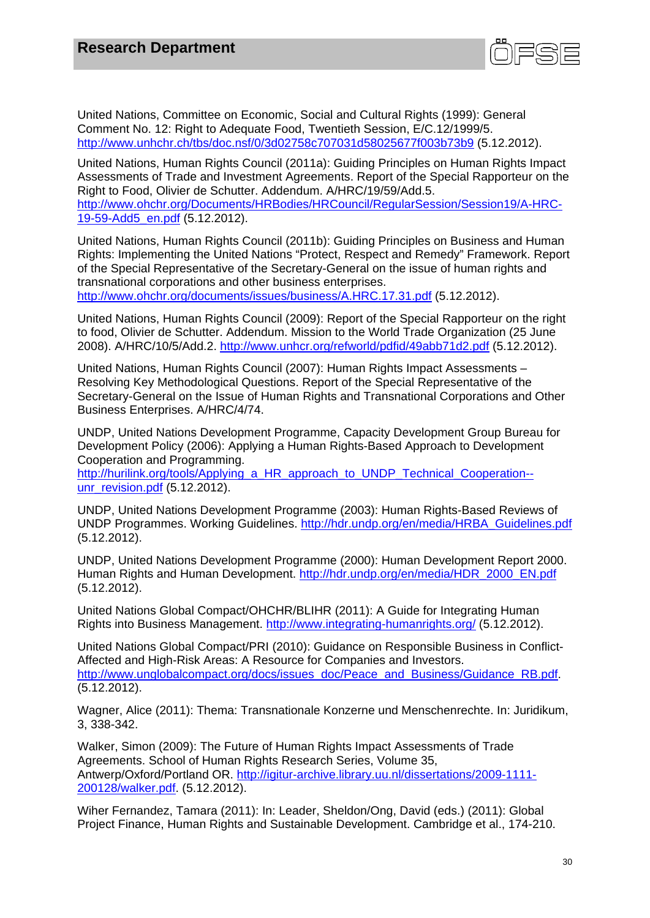United Nations, Committee on Economic, Social and Cultural Rights (1999): General Comment No. 12: Right to Adequate Food, Twentieth Session, E/C.12/1999/5. http://www.unhchr.ch/tbs/doc.nsf/0/3d02758c707031d58025677f003b73b9 (5.12.2012).

United Nations, Human Rights Council (2011a): Guiding Principles on Human Rights Impact Assessments of Trade and Investment Agreements. Report of the Special Rapporteur on the Right to Food, Olivier de Schutter. Addendum. A/HRC/19/59/Add.5. http://www.ohchr.org/Documents/HRBodies/HRCouncil/RegularSession/Session19/A-HRC-19-59-Add5_en.pdf (5.12.2012).

United Nations, Human Rights Council (2011b): Guiding Principles on Business and Human Rights: Implementing the United Nations "Protect, Respect and Remedy" Framework. Report of the Special Representative of the Secretary-General on the issue of human rights and transnational corporations and other business enterprises. http://www.ohchr.org/documents/issues/business/A.HRC.17.31.pdf (5.12.2012).

United Nations, Human Rights Council (2009): Report of the Special Rapporteur on the right to food, Olivier de Schutter. Addendum. Mission to the World Trade Organization (25 June 2008). A/HRC/10/5/Add.2. http://www.unhcr.org/refworld/pdfid/49abb71d2.pdf (5.12.2012).

United Nations, Human Rights Council (2007): Human Rights Impact Assessments – Resolving Key Methodological Questions. Report of the Special Representative of the Secretary-General on the Issue of Human Rights and Transnational Corporations and Other Business Enterprises. A/HRC/4/74.

UNDP, United Nations Development Programme, Capacity Development Group Bureau for Development Policy (2006): Applying a Human Rights-Based Approach to Development Cooperation and Programming. http://hurilink.org/tools/Applying_a_HR_approach_to_UNDP_Technical_Cooperation--unr_revision.pdf (5.12.2012).

UNDP, United Nations Development Programme (2003): Human Rights-Based Reviews of UNDP Programmes. Working Guidelines. http://hdr.undp.org/en/media/HRBA_Guidelines.pdf (5.12.2012).

UNDP, United Nations Development Programme (2000): Human Development Report 2000. Human Rights and Human Development. http://hdr.undp.org/en/media/HDR_2000_EN.pdf (5.12.2012).

United Nations Global Compact/OHCHR/BLIHR (2011): A Guide for Integrating Human Rights into Business Management. http://www.integrating-humanrights.org/ (5.12.2012).

United Nations Global Compact/PRI (2010): Guidance on Responsible Business in Conflict-Affected and High-Risk Areas: A Resource for Companies and Investors. http://www.unglobalcompact.org/docs/issues_doc/Peace_and_Business/Guidance_RB.pdf. (5.12.2012).

Wagner, Alice (2011): Thema: Transnationale Konzerne und Menschenrechte. In: Juridikum, 3, 338-342.

Walker, Simon (2009): The Future of Human Rights Impact Assessments of Trade Agreements. School of Human Rights Research Series, Volume 35, Antwerp/Oxford/Portland OR. http://igitur-archive.library.uu.nl/dissertations/2009-1111-200128/walker.pdf. (5.12.2012).

Wiher Fernandez, Tamara (2011): In: Leader, Sheldon/Ong, David (eds.) (2011): Global Project Finance, Human Rights and Sustainable Development. Cambridge et al., 174-210.